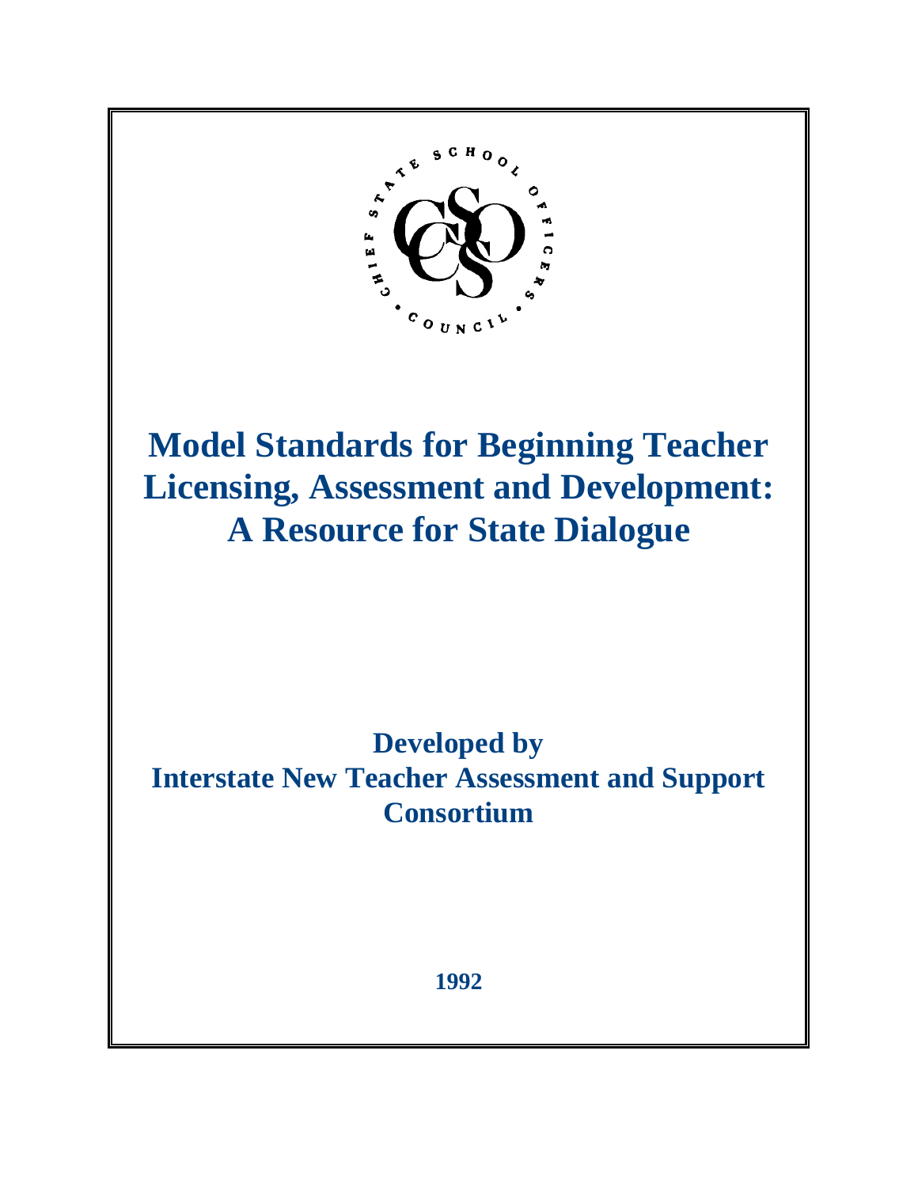# Model Standards for Beginning Teacher Licensing, Assessment and Development: A Resource for State Dialogue

**Developed by**
**Interstate New Teacher Assessment and Support Consortium**

**1992**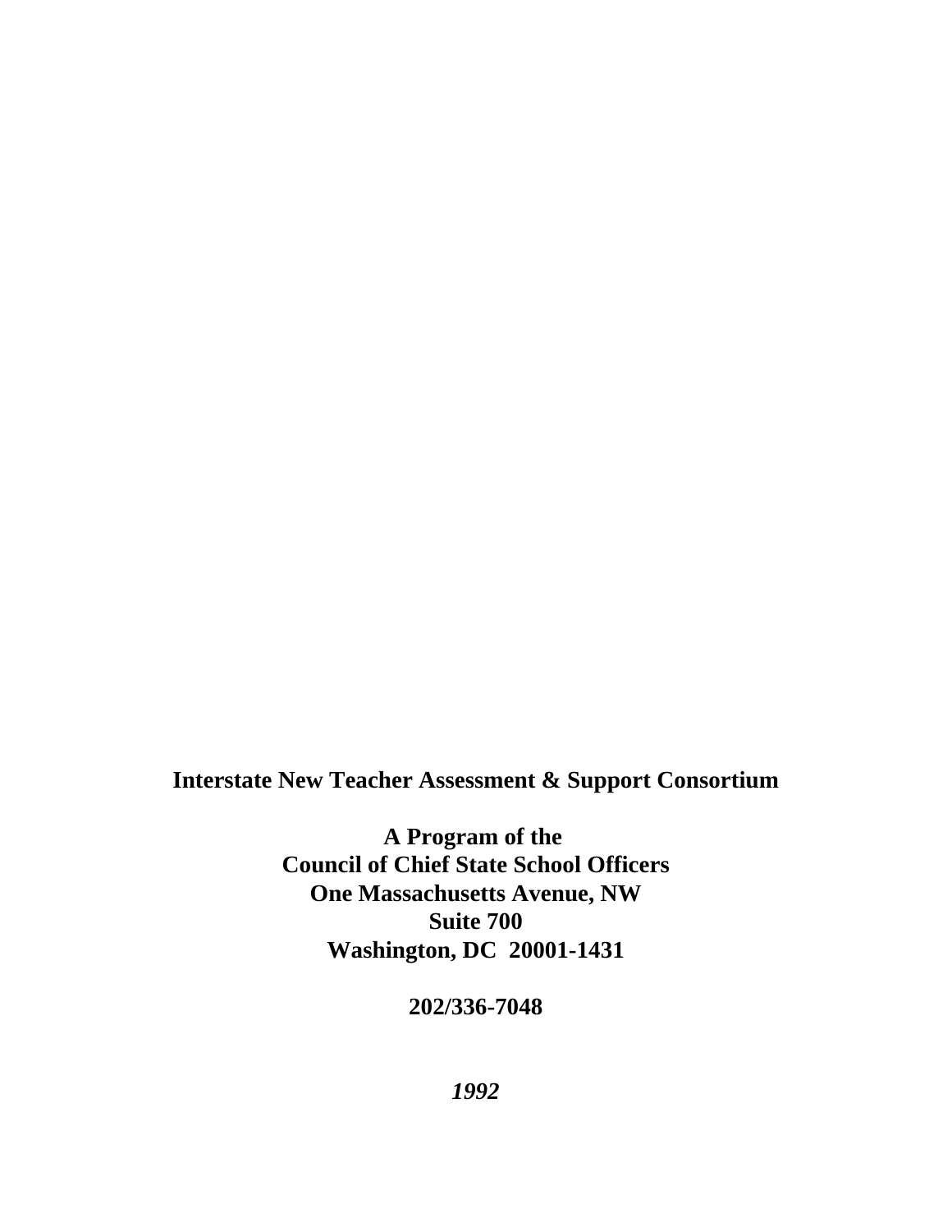**Interstate New Teacher Assessment & Support Consortium**

**A Program of the**
**Council of Chief State School Officers**
**One Massachusetts Avenue, NW**
**Suite 700**
**Washington, DC 20001-1431**

**202/336-7048**

***1992***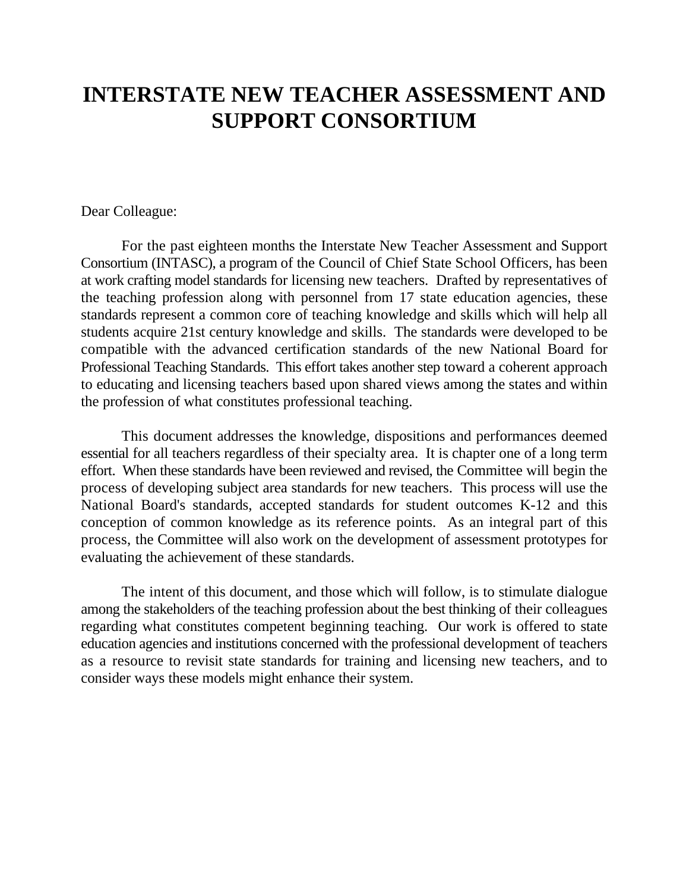# INTERSTATE NEW TEACHER ASSESSMENT AND SUPPORT CONSORTIUM

Dear Colleague:

For the past eighteen months the Interstate New Teacher Assessment and Support Consortium (INTASC), a program of the Council of Chief State School Officers, has been at work crafting model standards for licensing new teachers. Drafted by representatives of the teaching profession along with personnel from 17 state education agencies, these standards represent a common core of teaching knowledge and skills which will help all students acquire 21st century knowledge and skills. The standards were developed to be compatible with the advanced certification standards of the new National Board for Professional Teaching Standards. This effort takes another step toward a coherent approach to educating and licensing teachers based upon shared views among the states and within the profession of what constitutes professional teaching.

This document addresses the knowledge, dispositions and performances deemed essential for all teachers regardless of their specialty area. It is chapter one of a long term effort. When these standards have been reviewed and revised, the Committee will begin the process of developing subject area standards for new teachers. This process will use the National Board's standards, accepted standards for student outcomes K-12 and this conception of common knowledge as its reference points. As an integral part of this process, the Committee will also work on the development of assessment prototypes for evaluating the achievement of these standards.

The intent of this document, and those which will follow, is to stimulate dialogue among the stakeholders of the teaching profession about the best thinking of their colleagues regarding what constitutes competent beginning teaching. Our work is offered to state education agencies and institutions concerned with the professional development of teachers as a resource to revisit state standards for training and licensing new teachers, and to consider ways these models might enhance their system.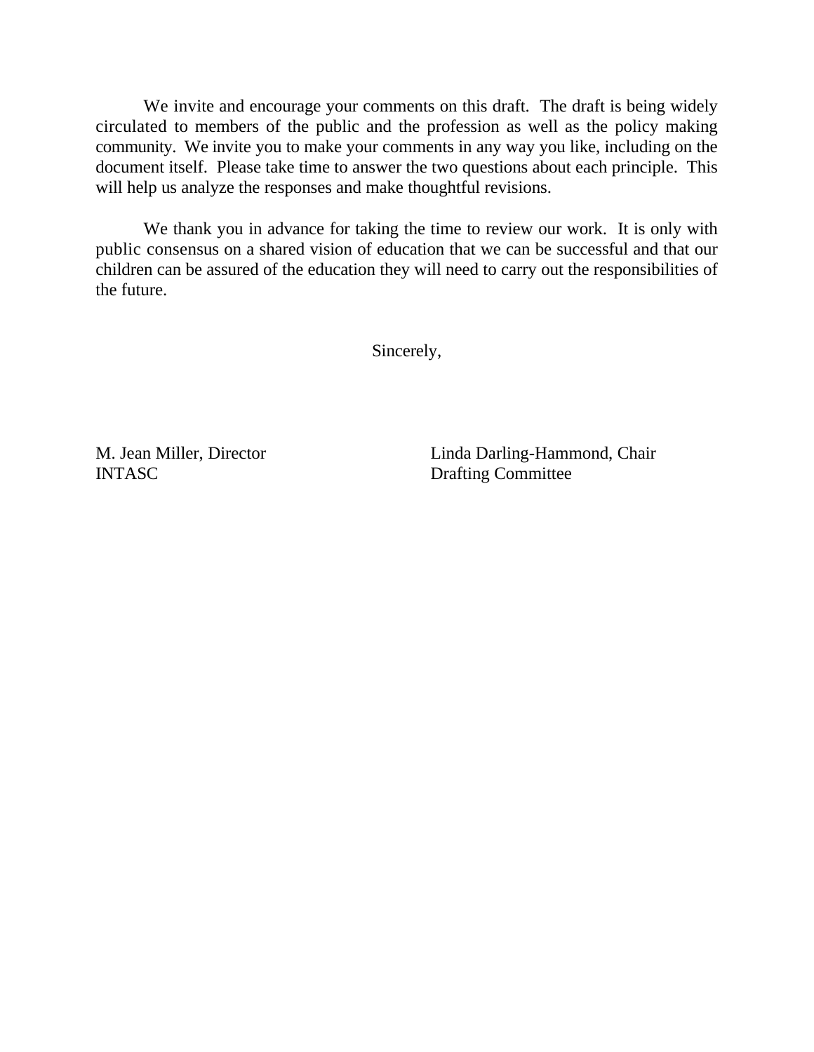We invite and encourage your comments on this draft. The draft is being widely circulated to members of the public and the profession as well as the policy making community. We invite you to make your comments in any way you like, including on the document itself. Please take time to answer the two questions about each principle. This will help us analyze the responses and make thoughtful revisions.

We thank you in advance for taking the time to review our work. It is only with public consensus on a shared vision of education that we can be successful and that our children can be assured of the education they will need to carry out the responsibilities of the future.

Sincerely,

M. Jean Miller, Director
INTASC

Linda Darling-Hammond, Chair
Drafting Committee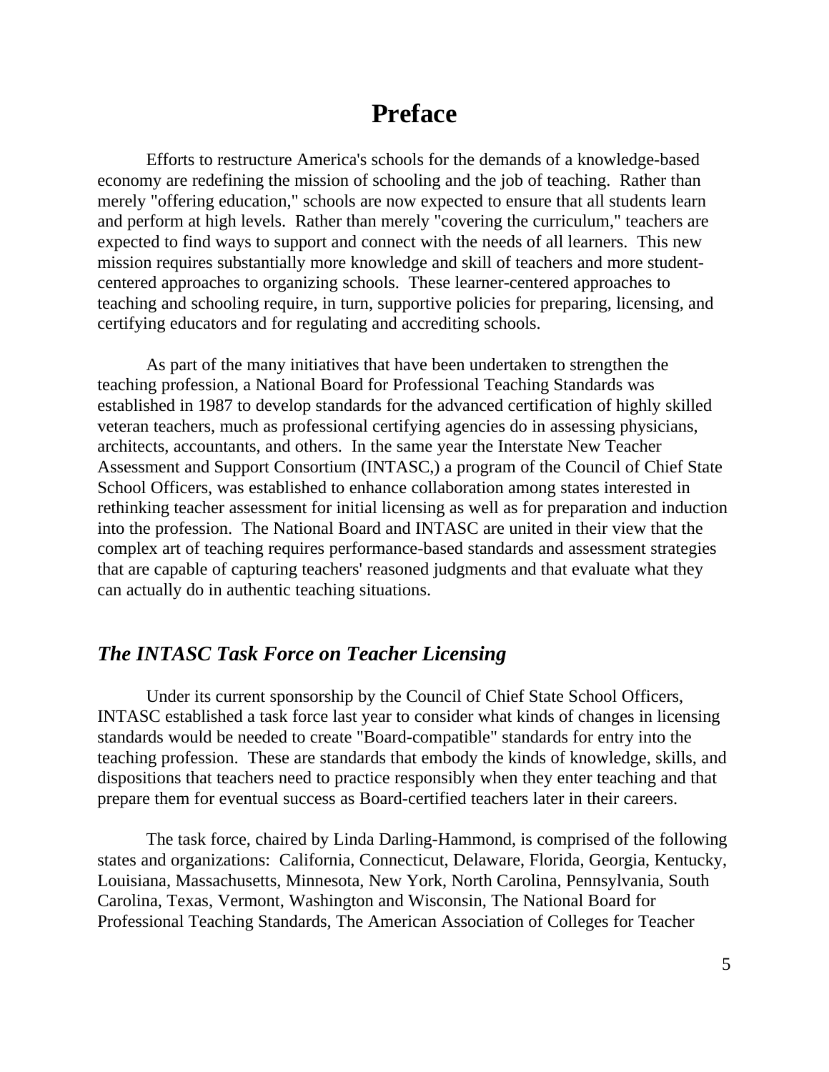# Preface

Efforts to restructure America's schools for the demands of a knowledge-based economy are redefining the mission of schooling and the job of teaching. Rather than merely "offering education," schools are now expected to ensure that all students learn and perform at high levels. Rather than merely "covering the curriculum," teachers are expected to find ways to support and connect with the needs of all learners. This new mission requires substantially more knowledge and skill of teachers and more student-centered approaches to organizing schools. These learner-centered approaches to teaching and schooling require, in turn, supportive policies for preparing, licensing, and certifying educators and for regulating and accrediting schools.

As part of the many initiatives that have been undertaken to strengthen the teaching profession, a National Board for Professional Teaching Standards was established in 1987 to develop standards for the advanced certification of highly skilled veteran teachers, much as professional certifying agencies do in assessing physicians, architects, accountants, and others. In the same year the Interstate New Teacher Assessment and Support Consortium (INTASC,) a program of the Council of Chief State School Officers, was established to enhance collaboration among states interested in rethinking teacher assessment for initial licensing as well as for preparation and induction into the profession. The National Board and INTASC are united in their view that the complex art of teaching requires performance-based standards and assessment strategies that are capable of capturing teachers' reasoned judgments and that evaluate what they can actually do in authentic teaching situations.

## *The INTASC Task Force on Teacher Licensing*

Under its current sponsorship by the Council of Chief State School Officers, INTASC established a task force last year to consider what kinds of changes in licensing standards would be needed to create "Board-compatible" standards for entry into the teaching profession. These are standards that embody the kinds of knowledge, skills, and dispositions that teachers need to practice responsibly when they enter teaching and that prepare them for eventual success as Board-certified teachers later in their careers.

The task force, chaired by Linda Darling-Hammond, is comprised of the following states and organizations: California, Connecticut, Delaware, Florida, Georgia, Kentucky, Louisiana, Massachusetts, Minnesota, New York, North Carolina, Pennsylvania, South Carolina, Texas, Vermont, Washington and Wisconsin, The National Board for Professional Teaching Standards, The American Association of Colleges for Teacher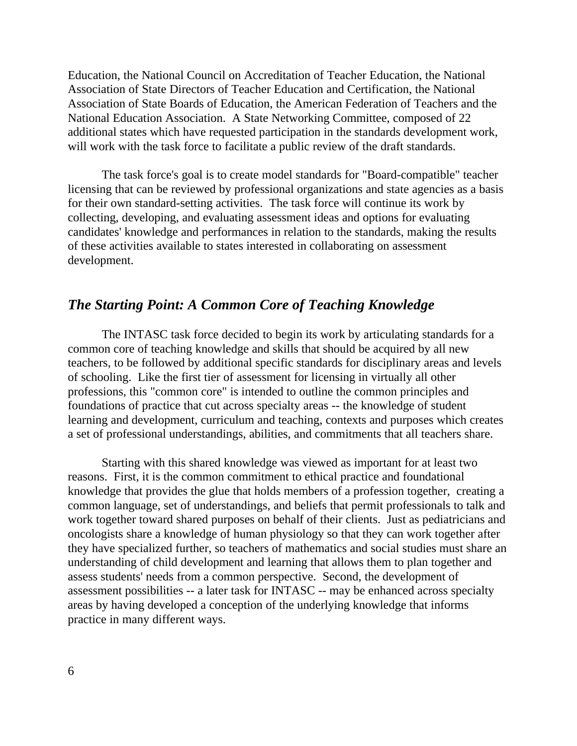Education, the National Council on Accreditation of Teacher Education, the National Association of State Directors of Teacher Education and Certification, the National Association of State Boards of Education, the American Federation of Teachers and the National Education Association. A State Networking Committee, composed of 22 additional states which have requested participation in the standards development work, will work with the task force to facilitate a public review of the draft standards.

The task force's goal is to create model standards for "Board-compatible" teacher licensing that can be reviewed by professional organizations and state agencies as a basis for their own standard-setting activities. The task force will continue its work by collecting, developing, and evaluating assessment ideas and options for evaluating candidates' knowledge and performances in relation to the standards, making the results of these activities available to states interested in collaborating on assessment development.

## *The Starting Point: A Common Core of Teaching Knowledge*

The INTASC task force decided to begin its work by articulating standards for a common core of teaching knowledge and skills that should be acquired by all new teachers, to be followed by additional specific standards for disciplinary areas and levels of schooling. Like the first tier of assessment for licensing in virtually all other professions, this "common core" is intended to outline the common principles and foundations of practice that cut across specialty areas -- the knowledge of student learning and development, curriculum and teaching, contexts and purposes which creates a set of professional understandings, abilities, and commitments that all teachers share.

Starting with this shared knowledge was viewed as important for at least two reasons. First, it is the common commitment to ethical practice and foundational knowledge that provides the glue that holds members of a profession together, creating a common language, set of understandings, and beliefs that permit professionals to talk and work together toward shared purposes on behalf of their clients. Just as pediatricians and oncologists share a knowledge of human physiology so that they can work together after they have specialized further, so teachers of mathematics and social studies must share an understanding of child development and learning that allows them to plan together and assess students' needs from a common perspective. Second, the development of assessment possibilities -- a later task for INTASC -- may be enhanced across specialty areas by having developed a conception of the underlying knowledge that informs practice in many different ways.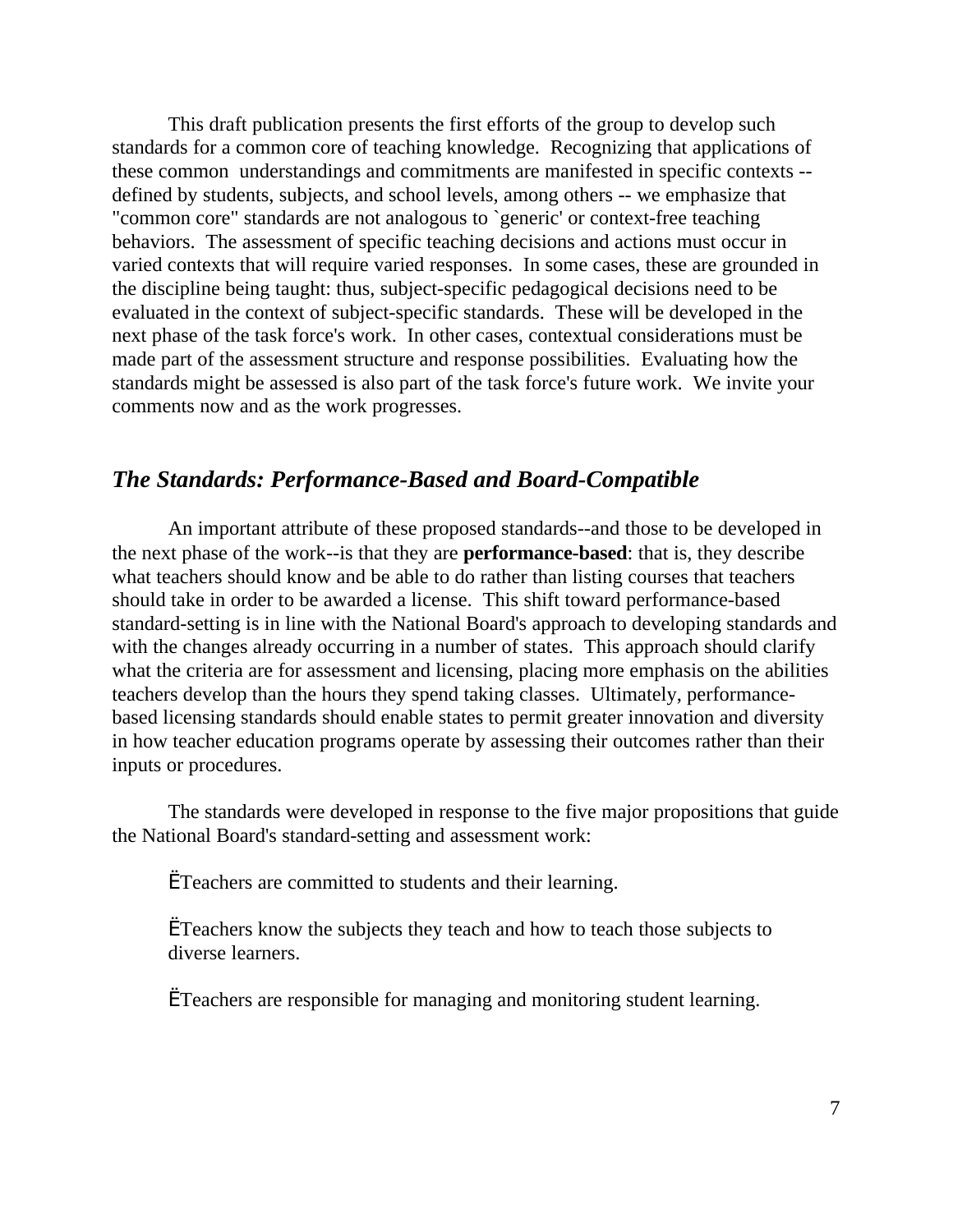This draft publication presents the first efforts of the group to develop such standards for a common core of teaching knowledge. Recognizing that applications of these common understandings and commitments are manifested in specific contexts -- defined by students, subjects, and school levels, among others -- we emphasize that "common core" standards are not analogous to `generic' or context-free teaching behaviors. The assessment of specific teaching decisions and actions must occur in varied contexts that will require varied responses. In some cases, these are grounded in the discipline being taught: thus, subject-specific pedagogical decisions need to be evaluated in the context of subject-specific standards. These will be developed in the next phase of the task force's work. In other cases, contextual considerations must be made part of the assessment structure and response possibilities. Evaluating how the standards might be assessed is also part of the task force's future work. We invite your comments now and as the work progresses.

## *The Standards: Performance-Based and Board-Compatible*

An important attribute of these proposed standards--and those to be developed in the next phase of the work--is that they are **performance-based**: that is, they describe what teachers should know and be able to do rather than listing courses that teachers should take in order to be awarded a license. This shift toward performance-based standard-setting is in line with the National Board's approach to developing standards and with the changes already occurring in a number of states. This approach should clarify what the criteria are for assessment and licensing, placing more emphasis on the abilities teachers develop than the hours they spend taking classes. Ultimately, performance-based licensing standards should enable states to permit greater innovation and diversity in how teacher education programs operate by assessing their outcomes rather than their inputs or procedures.

The standards were developed in response to the five major propositions that guide the National Board's standard-setting and assessment work:

- Teachers are committed to students and their learning.
- Teachers know the subjects they teach and how to teach those subjects to diverse learners.
- Teachers are responsible for managing and monitoring student learning.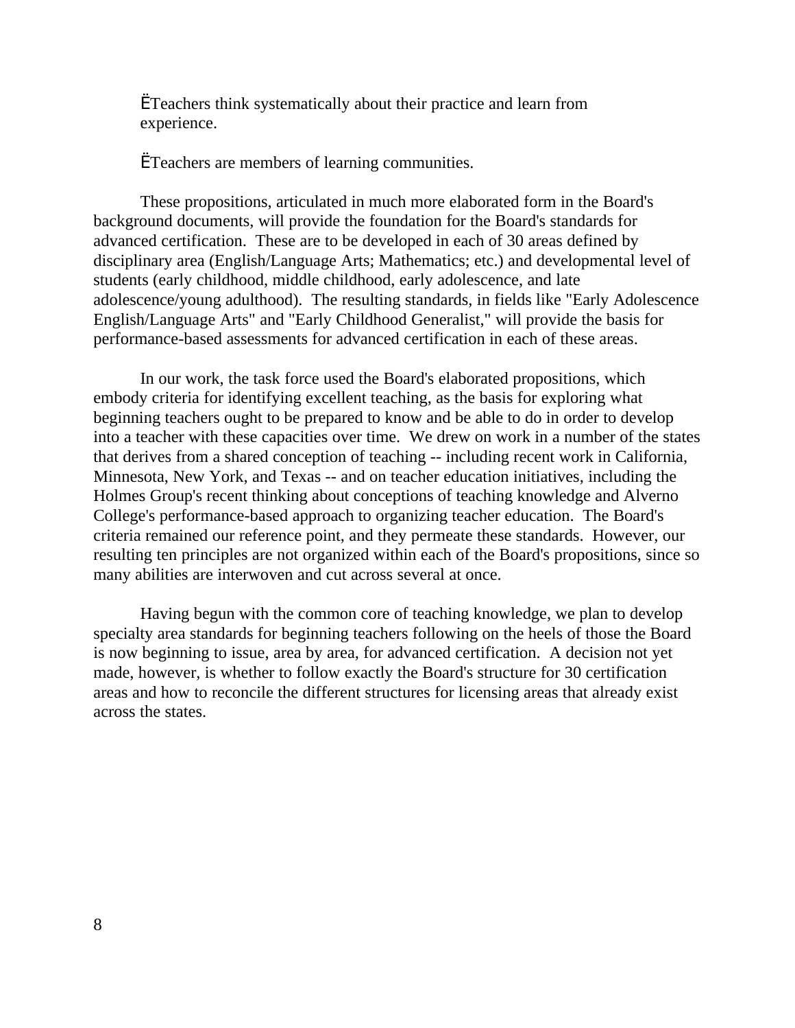- Teachers think systematically about their practice and learn from experience.

- Teachers are members of learning communities.

These propositions, articulated in much more elaborated form in the Board's background documents, will provide the foundation for the Board's standards for advanced certification. These are to be developed in each of 30 areas defined by disciplinary area (English/Language Arts; Mathematics; etc.) and developmental level of students (early childhood, middle childhood, early adolescence, and late adolescence/young adulthood). The resulting standards, in fields like "Early Adolescence English/Language Arts" and "Early Childhood Generalist," will provide the basis for performance-based assessments for advanced certification in each of these areas.

In our work, the task force used the Board's elaborated propositions, which embody criteria for identifying excellent teaching, as the basis for exploring what beginning teachers ought to be prepared to know and be able to do in order to develop into a teacher with these capacities over time. We drew on work in a number of the states that derives from a shared conception of teaching -- including recent work in California, Minnesota, New York, and Texas -- and on teacher education initiatives, including the Holmes Group's recent thinking about conceptions of teaching knowledge and Alverno College's performance-based approach to organizing teacher education. The Board's criteria remained our reference point, and they permeate these standards. However, our resulting ten principles are not organized within each of the Board's propositions, since so many abilities are interwoven and cut across several at once.

Having begun with the common core of teaching knowledge, we plan to develop specialty area standards for beginning teachers following on the heels of those the Board is now beginning to issue, area by area, for advanced certification. A decision not yet made, however, is whether to follow exactly the Board's structure for 30 certification areas and how to reconcile the different structures for licensing areas that already exist across the states.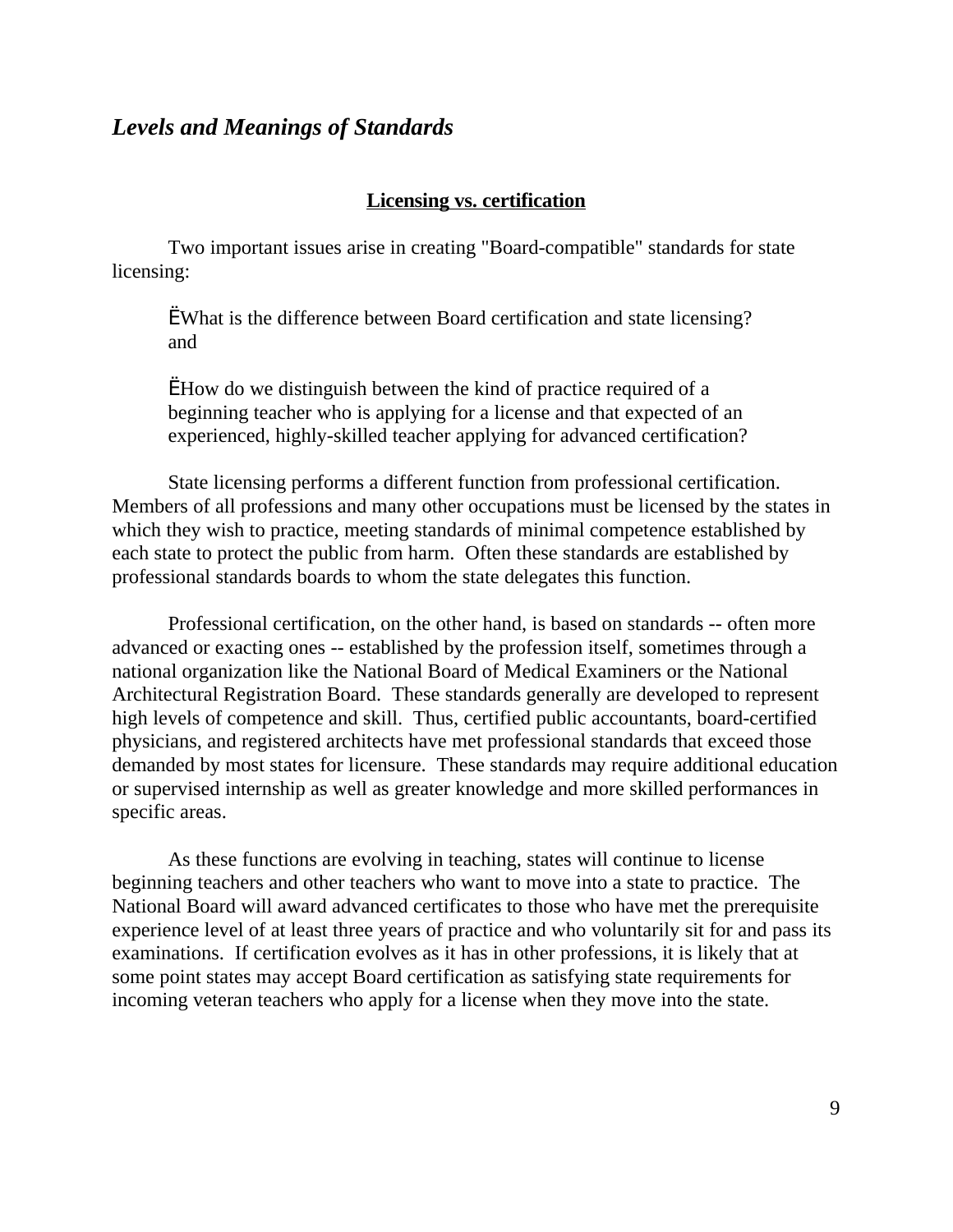## *Levels and Meanings of Standards*

### Licensing vs. certification

Two important issues arise in creating "Board-compatible" standards for state licensing:

- What is the difference between Board certification and state licensing? and

- How do we distinguish between the kind of practice required of a beginning teacher who is applying for a license and that expected of an experienced, highly-skilled teacher applying for advanced certification?

State licensing performs a different function from professional certification. Members of all professions and many other occupations must be licensed by the states in which they wish to practice, meeting standards of minimal competence established by each state to protect the public from harm. Often these standards are established by professional standards boards to whom the state delegates this function.

Professional certification, on the other hand, is based on standards -- often more advanced or exacting ones -- established by the profession itself, sometimes through a national organization like the National Board of Medical Examiners or the National Architectural Registration Board. These standards generally are developed to represent high levels of competence and skill. Thus, certified public accountants, board-certified physicians, and registered architects have met professional standards that exceed those demanded by most states for licensure. These standards may require additional education or supervised internship as well as greater knowledge and more skilled performances in specific areas.

As these functions are evolving in teaching, states will continue to license beginning teachers and other teachers who want to move into a state to practice. The National Board will award advanced certificates to those who have met the prerequisite experience level of at least three years of practice and who voluntarily sit for and pass its examinations. If certification evolves as it has in other professions, it is likely that at some point states may accept Board certification as satisfying state requirements for incoming veteran teachers who apply for a license when they move into the state.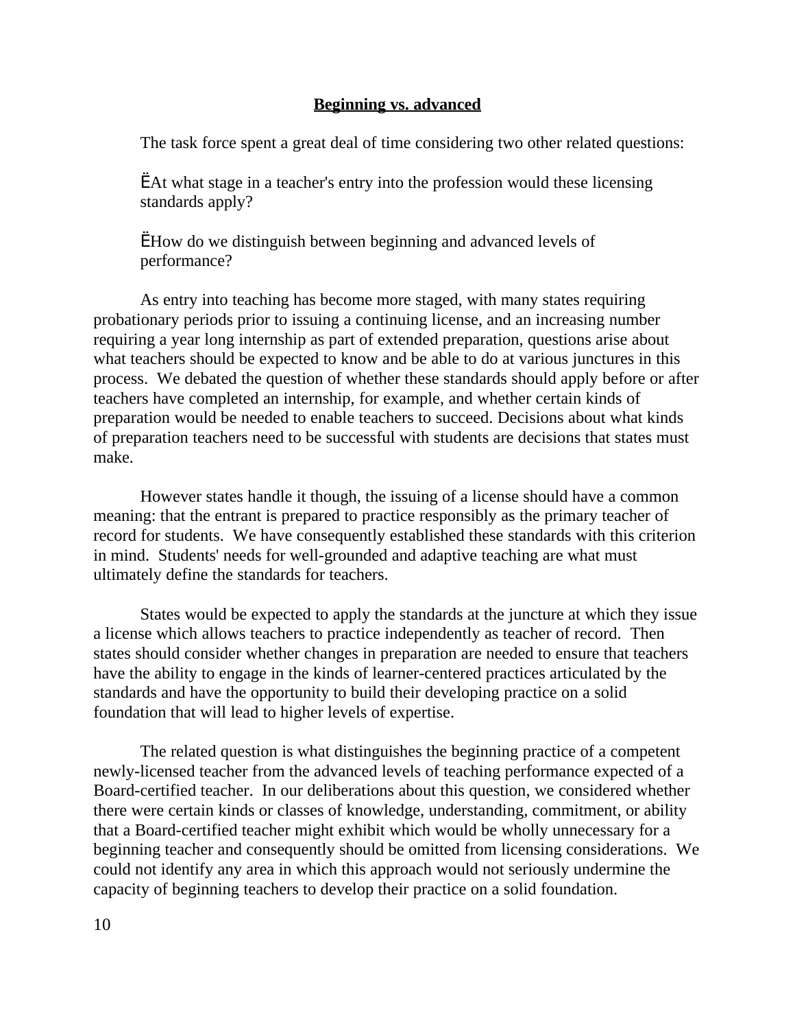## Beginning vs. advanced

The task force spent a great deal of time considering two other related questions:

- At what stage in a teacher's entry into the profession would these licensing standards apply?
- How do we distinguish between beginning and advanced levels of performance?

As entry into teaching has become more staged, with many states requiring probationary periods prior to issuing a continuing license, and an increasing number requiring a year long internship as part of extended preparation, questions arise about what teachers should be expected to know and be able to do at various junctures in this process. We debated the question of whether these standards should apply before or after teachers have completed an internship, for example, and whether certain kinds of preparation would be needed to enable teachers to succeed. Decisions about what kinds of preparation teachers need to be successful with students are decisions that states must make.

However states handle it though, the issuing of a license should have a common meaning: that the entrant is prepared to practice responsibly as the primary teacher of record for students. We have consequently established these standards with this criterion in mind. Students' needs for well-grounded and adaptive teaching are what must ultimately define the standards for teachers.

States would be expected to apply the standards at the juncture at which they issue a license which allows teachers to practice independently as teacher of record. Then states should consider whether changes in preparation are needed to ensure that teachers have the ability to engage in the kinds of learner-centered practices articulated by the standards and have the opportunity to build their developing practice on a solid foundation that will lead to higher levels of expertise.

The related question is what distinguishes the beginning practice of a competent newly-licensed teacher from the advanced levels of teaching performance expected of a Board-certified teacher. In our deliberations about this question, we considered whether there were certain kinds or classes of knowledge, understanding, commitment, or ability that a Board-certified teacher might exhibit which would be wholly unnecessary for a beginning teacher and consequently should be omitted from licensing considerations. We could not identify any area in which this approach would not seriously undermine the capacity of beginning teachers to develop their practice on a solid foundation.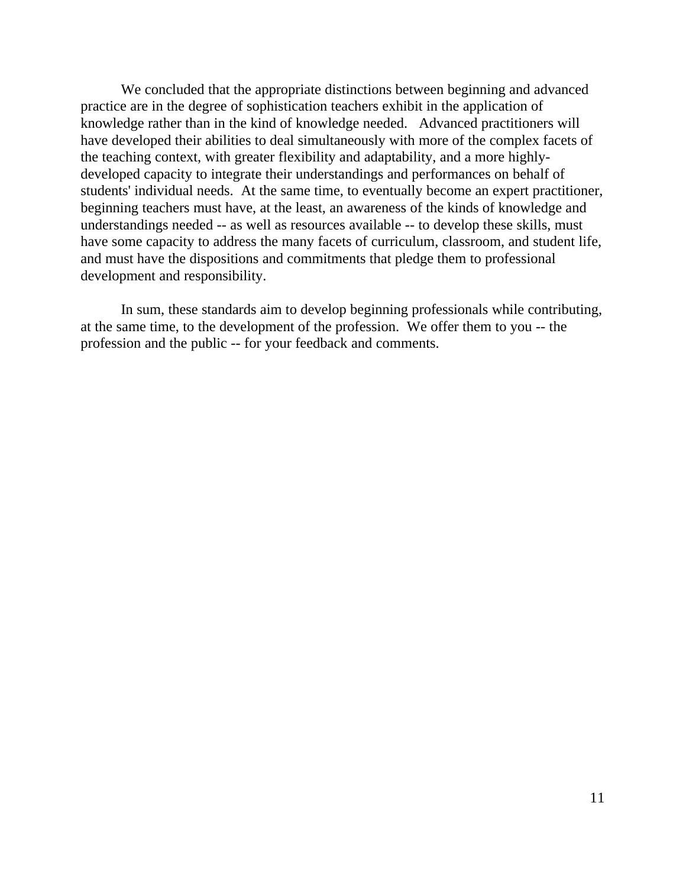We concluded that the appropriate distinctions between beginning and advanced practice are in the degree of sophistication teachers exhibit in the application of knowledge rather than in the kind of knowledge needed. Advanced practitioners will have developed their abilities to deal simultaneously with more of the complex facets of the teaching context, with greater flexibility and adaptability, and a more highly-developed capacity to integrate their understandings and performances on behalf of students' individual needs. At the same time, to eventually become an expert practitioner, beginning teachers must have, at the least, an awareness of the kinds of knowledge and understandings needed -- as well as resources available -- to develop these skills, must have some capacity to address the many facets of curriculum, classroom, and student life, and must have the dispositions and commitments that pledge them to professional development and responsibility.

In sum, these standards aim to develop beginning professionals while contributing, at the same time, to the development of the profession. We offer them to you -- the profession and the public -- for your feedback and comments.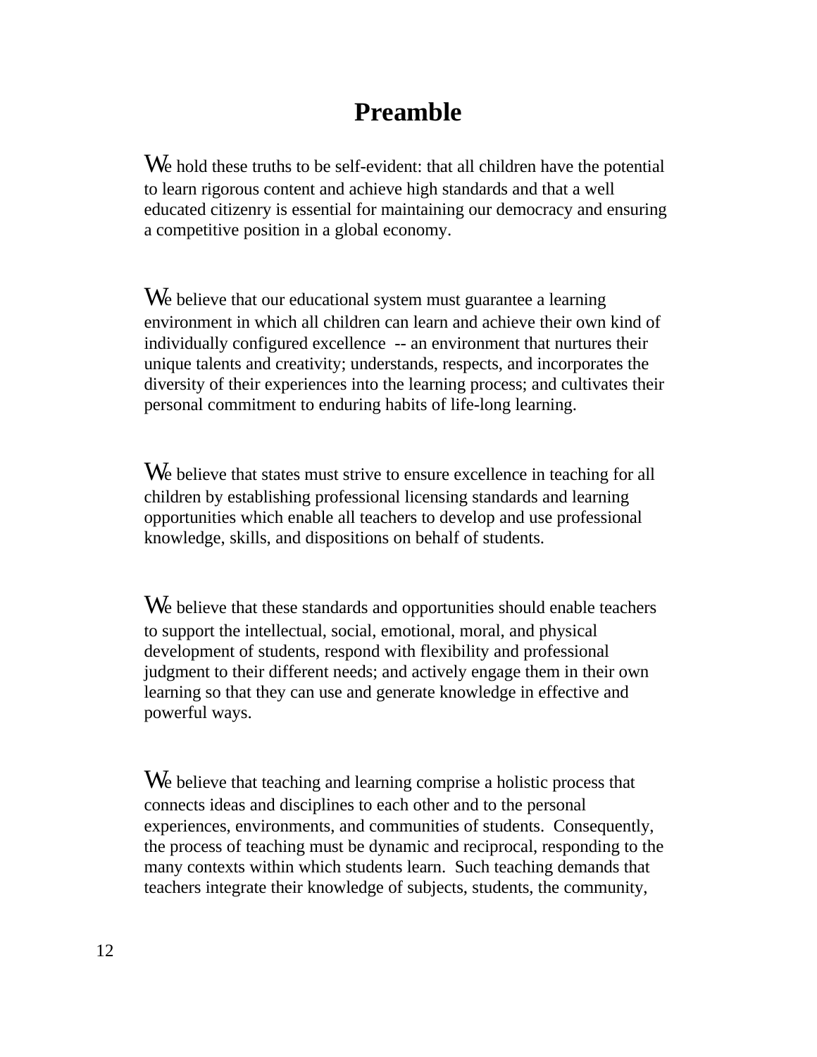# Preamble

We hold these truths to be self-evident: that all children have the potential to learn rigorous content and achieve high standards and that a well educated citizenry is essential for maintaining our democracy and ensuring a competitive position in a global economy.

We believe that our educational system must guarantee a learning environment in which all children can learn and achieve their own kind of individually configured excellence -- an environment that nurtures their unique talents and creativity; understands, respects, and incorporates the diversity of their experiences into the learning process; and cultivates their personal commitment to enduring habits of life-long learning.

We believe that states must strive to ensure excellence in teaching for all children by establishing professional licensing standards and learning opportunities which enable all teachers to develop and use professional knowledge, skills, and dispositions on behalf of students.

We believe that these standards and opportunities should enable teachers to support the intellectual, social, emotional, moral, and physical development of students, respond with flexibility and professional judgment to their different needs; and actively engage them in their own learning so that they can use and generate knowledge in effective and powerful ways.

We believe that teaching and learning comprise a holistic process that connects ideas and disciplines to each other and to the personal experiences, environments, and communities of students. Consequently, the process of teaching must be dynamic and reciprocal, responding to the many contexts within which students learn. Such teaching demands that teachers integrate their knowledge of subjects, students, the community,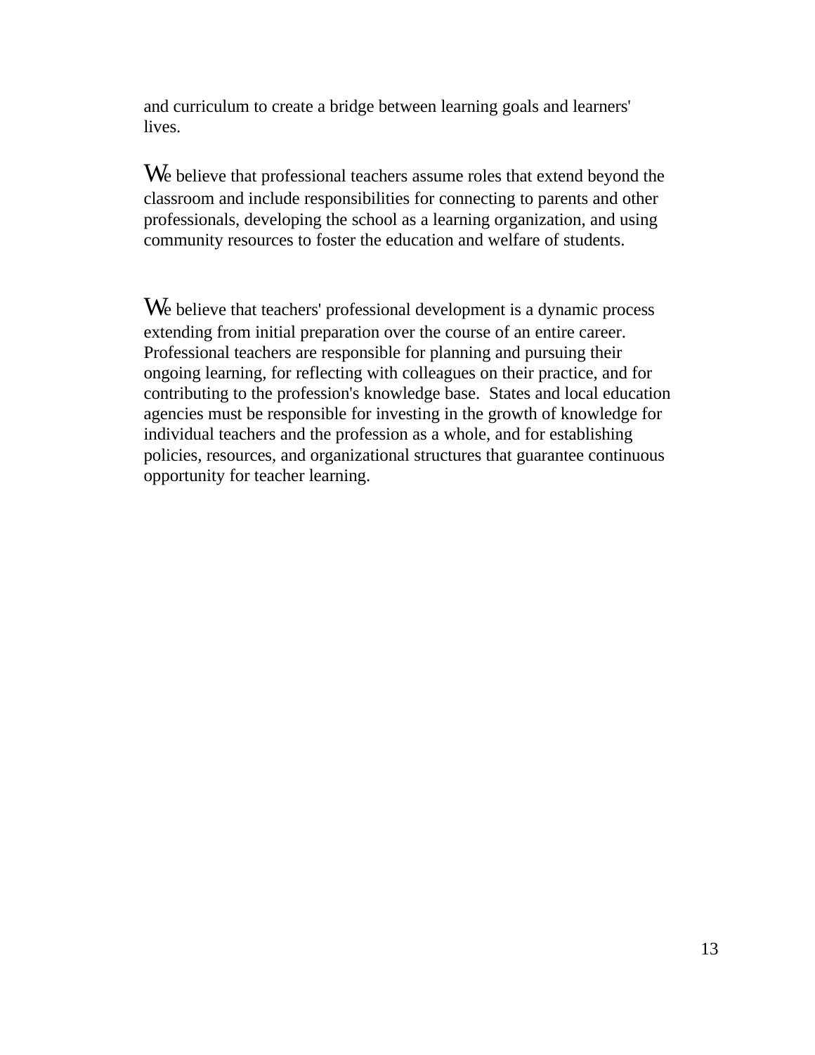and curriculum to create a bridge between learning goals and learners' lives.

We believe that professional teachers assume roles that extend beyond the classroom and include responsibilities for connecting to parents and other professionals, developing the school as a learning organization, and using community resources to foster the education and welfare of students.

We believe that teachers' professional development is a dynamic process extending from initial preparation over the course of an entire career. Professional teachers are responsible for planning and pursuing their ongoing learning, for reflecting with colleagues on their practice, and for contributing to the profession's knowledge base. States and local education agencies must be responsible for investing in the growth of knowledge for individual teachers and the profession as a whole, and for establishing policies, resources, and organizational structures that guarantee continuous opportunity for teacher learning.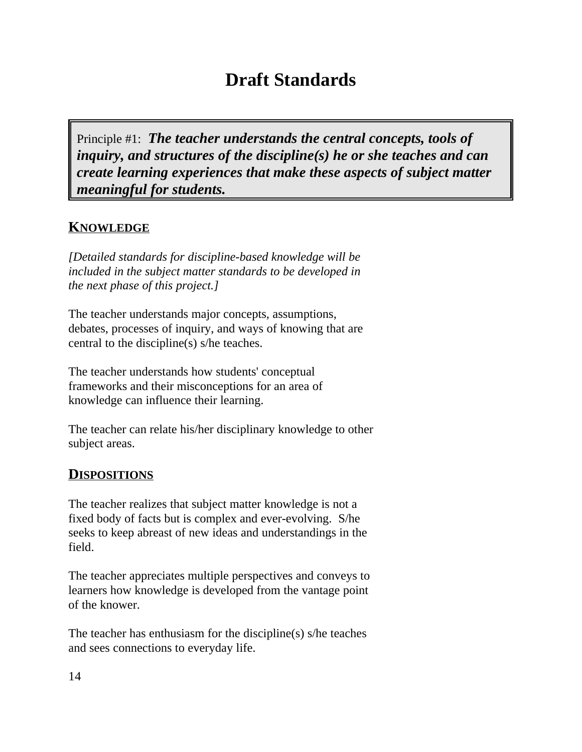# Draft Standards

> Principle #1: ***The teacher understands the central concepts, tools of inquiry, and structures of the discipline(s) he or she teaches and can create learning experiences that make these aspects of subject matter meaningful for students.***

## KNOWLEDGE

*[Detailed standards for discipline-based knowledge will be included in the subject matter standards to be developed in the next phase of this project.]*

The teacher understands major concepts, assumptions, debates, processes of inquiry, and ways of knowing that are central to the discipline(s) s/he teaches.

The teacher understands how students' conceptual frameworks and their misconceptions for an area of knowledge can influence their learning.

The teacher can relate his/her disciplinary knowledge to other subject areas.

## DISPOSITIONS

The teacher realizes that subject matter knowledge is not a fixed body of facts but is complex and ever-evolving. S/he seeks to keep abreast of new ideas and understandings in the field.

The teacher appreciates multiple perspectives and conveys to learners how knowledge is developed from the vantage point of the knower.

The teacher has enthusiasm for the discipline(s) s/he teaches and sees connections to everyday life.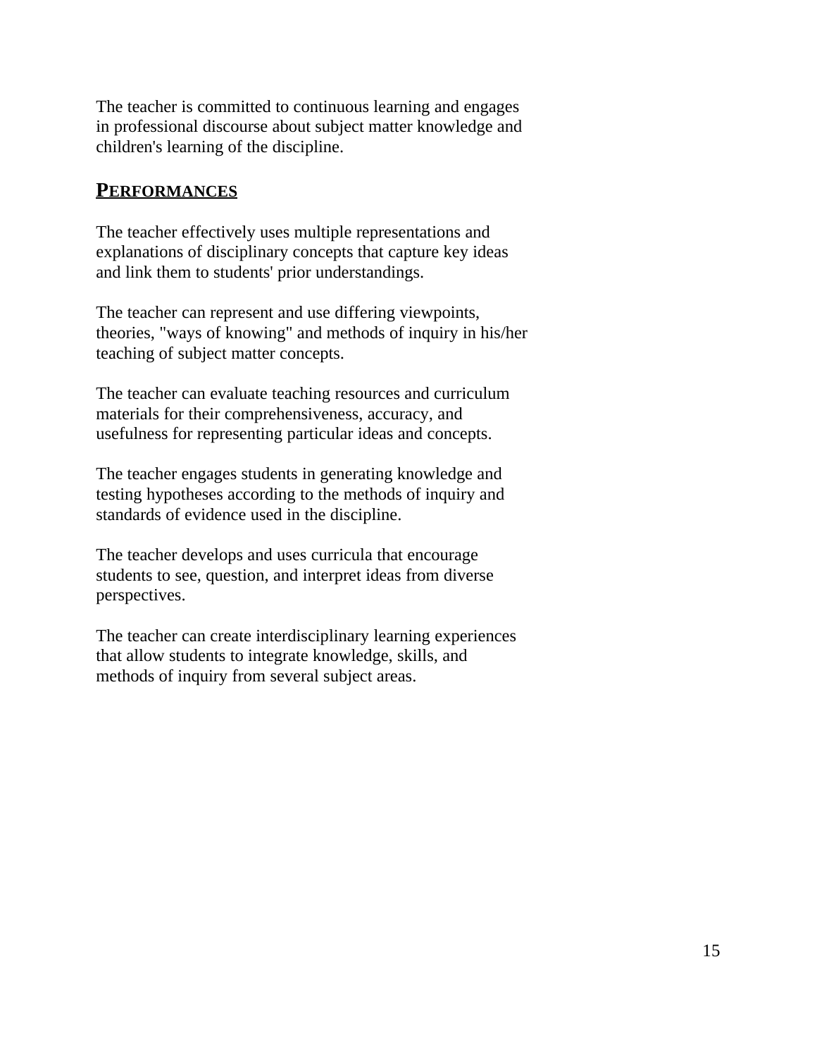The teacher is committed to continuous learning and engages in professional discourse about subject matter knowledge and children's learning of the discipline.

## **PERFORMANCES**

The teacher effectively uses multiple representations and explanations of disciplinary concepts that capture key ideas and link them to students' prior understandings.

The teacher can represent and use differing viewpoints, theories, "ways of knowing" and methods of inquiry in his/her teaching of subject matter concepts.

The teacher can evaluate teaching resources and curriculum materials for their comprehensiveness, accuracy, and usefulness for representing particular ideas and concepts.

The teacher engages students in generating knowledge and testing hypotheses according to the methods of inquiry and standards of evidence used in the discipline.

The teacher develops and uses curricula that encourage students to see, question, and interpret ideas from diverse perspectives.

The teacher can create interdisciplinary learning experiences that allow students to integrate knowledge, skills, and methods of inquiry from several subject areas.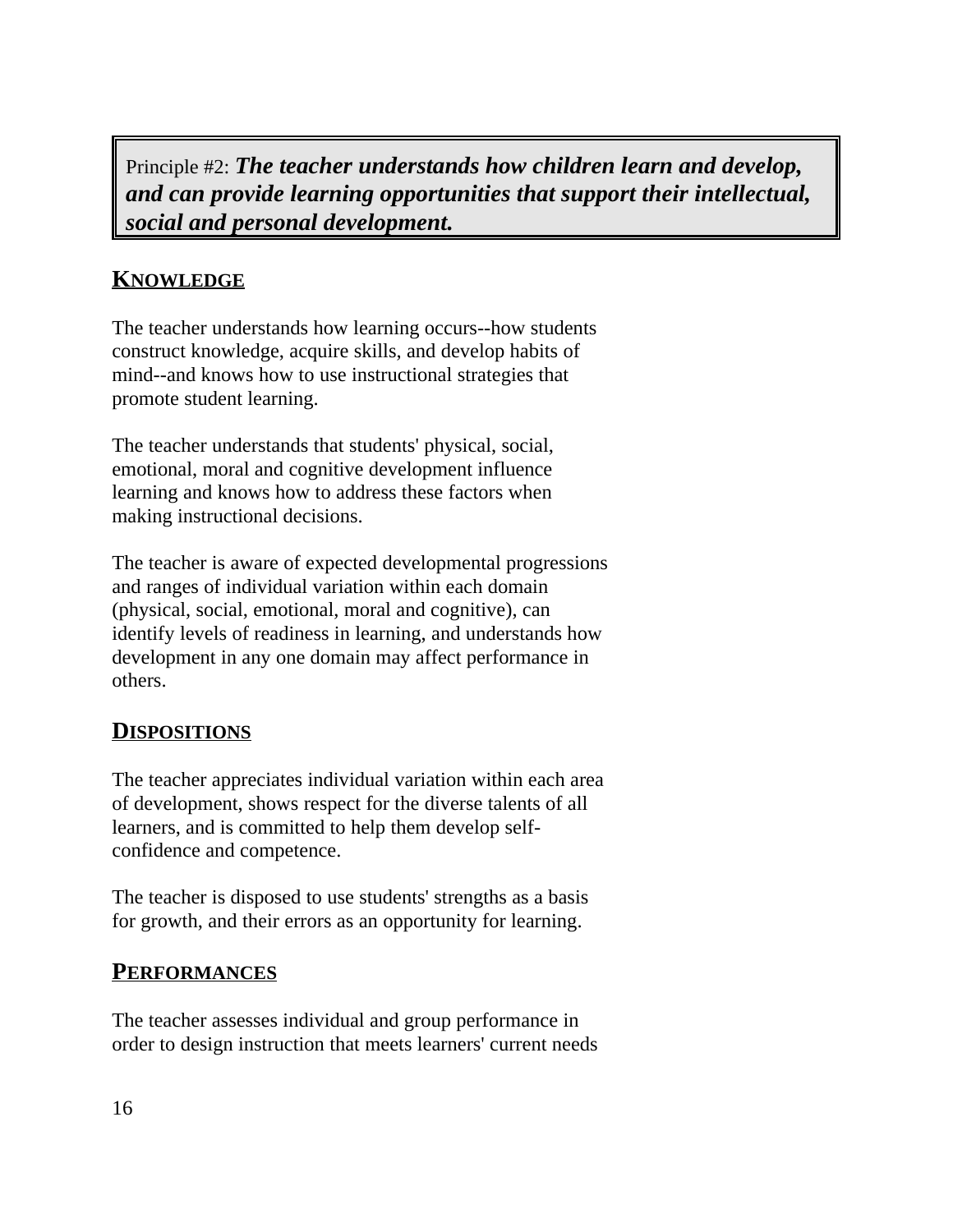Principle #2: ***The teacher understands how children learn and develop, and can provide learning opportunities that support their intellectual, social and personal development.***

## KNOWLEDGE

The teacher understands how learning occurs--how students construct knowledge, acquire skills, and develop habits of mind--and knows how to use instructional strategies that promote student learning.

The teacher understands that students' physical, social, emotional, moral and cognitive development influence learning and knows how to address these factors when making instructional decisions.

The teacher is aware of expected developmental progressions and ranges of individual variation within each domain (physical, social, emotional, moral and cognitive), can identify levels of readiness in learning, and understands how development in any one domain may affect performance in others.

## DISPOSITIONS

The teacher appreciates individual variation within each area of development, shows respect for the diverse talents of all learners, and is committed to help them develop self-confidence and competence.

The teacher is disposed to use students' strengths as a basis for growth, and their errors as an opportunity for learning.

## PERFORMANCES

The teacher assesses individual and group performance in order to design instruction that meets learners' current needs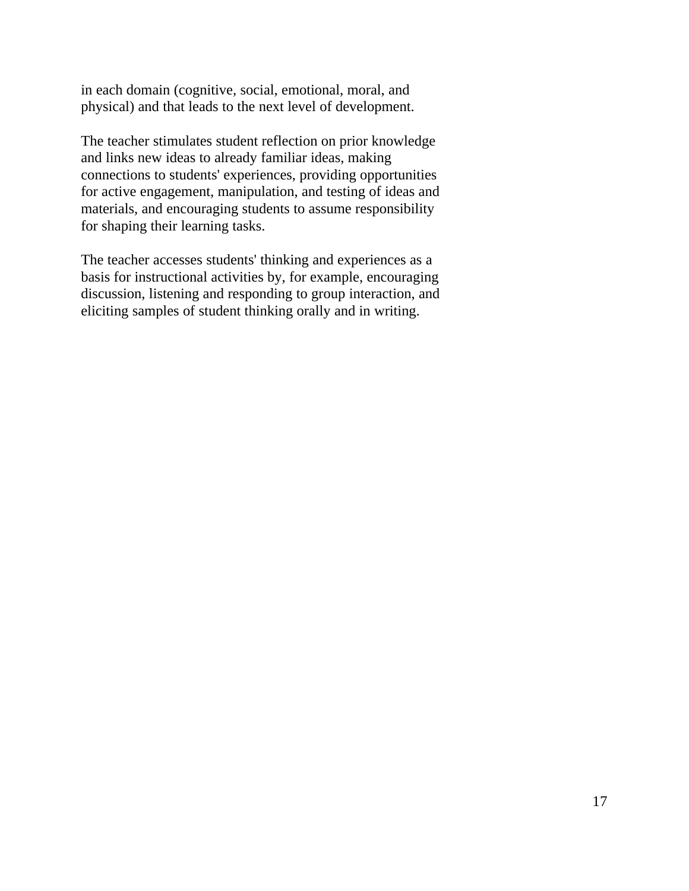in each domain (cognitive, social, emotional, moral, and physical) and that leads to the next level of development.

The teacher stimulates student reflection on prior knowledge and links new ideas to already familiar ideas, making connections to students' experiences, providing opportunities for active engagement, manipulation, and testing of ideas and materials, and encouraging students to assume responsibility for shaping their learning tasks.

The teacher accesses students' thinking and experiences as a basis for instructional activities by, for example, encouraging discussion, listening and responding to group interaction, and eliciting samples of student thinking orally and in writing.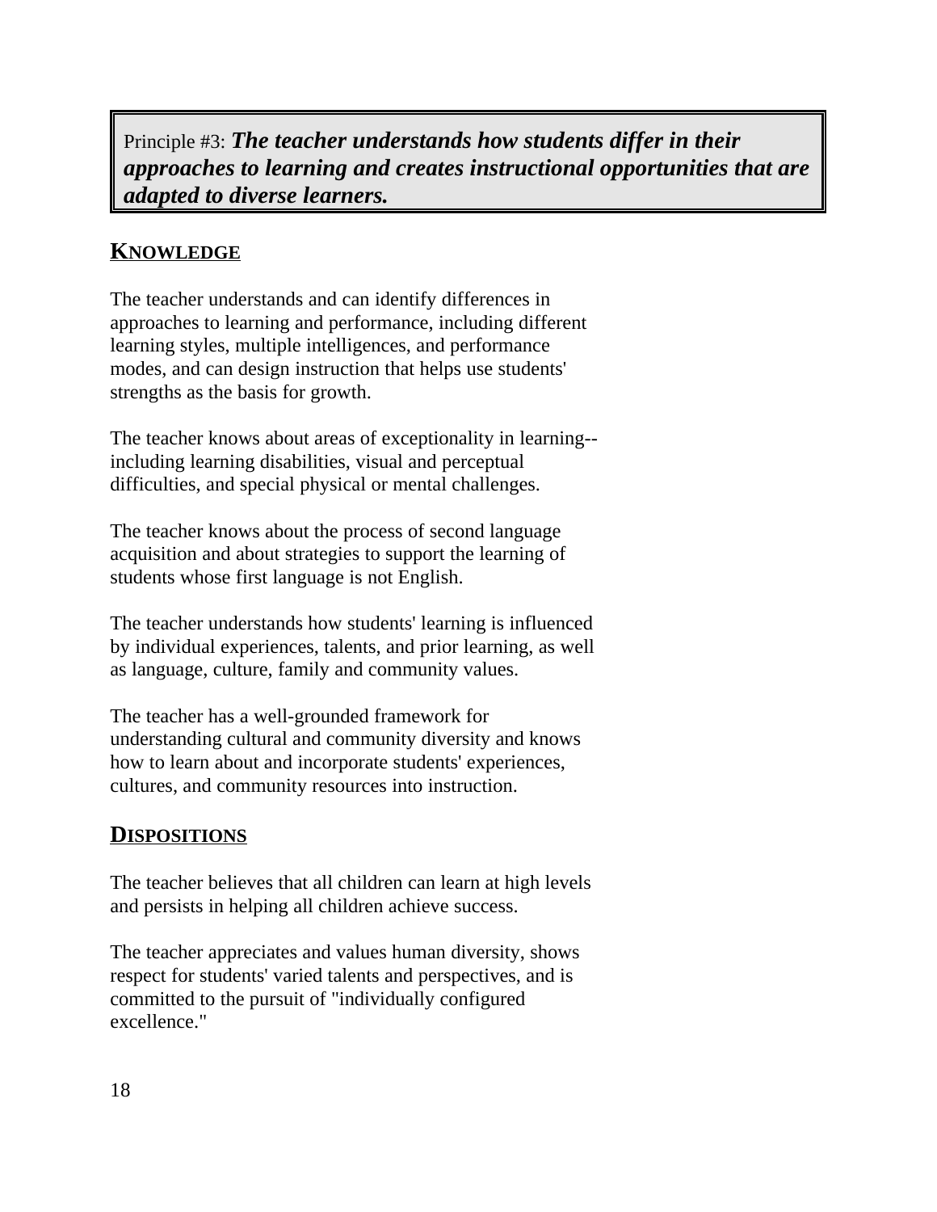Principle #3: ***The teacher understands how students differ in their approaches to learning and creates instructional opportunities that are adapted to diverse learners.***

## KNOWLEDGE

The teacher understands and can identify differences in approaches to learning and performance, including different learning styles, multiple intelligences, and performance modes, and can design instruction that helps use students' strengths as the basis for growth.

The teacher knows about areas of exceptionality in learning--including learning disabilities, visual and perceptual difficulties, and special physical or mental challenges.

The teacher knows about the process of second language acquisition and about strategies to support the learning of students whose first language is not English.

The teacher understands how students' learning is influenced by individual experiences, talents, and prior learning, as well as language, culture, family and community values.

The teacher has a well-grounded framework for understanding cultural and community diversity and knows how to learn about and incorporate students' experiences, cultures, and community resources into instruction.

## DISPOSITIONS

The teacher believes that all children can learn at high levels and persists in helping all children achieve success.

The teacher appreciates and values human diversity, shows respect for students' varied talents and perspectives, and is committed to the pursuit of "individually configured excellence."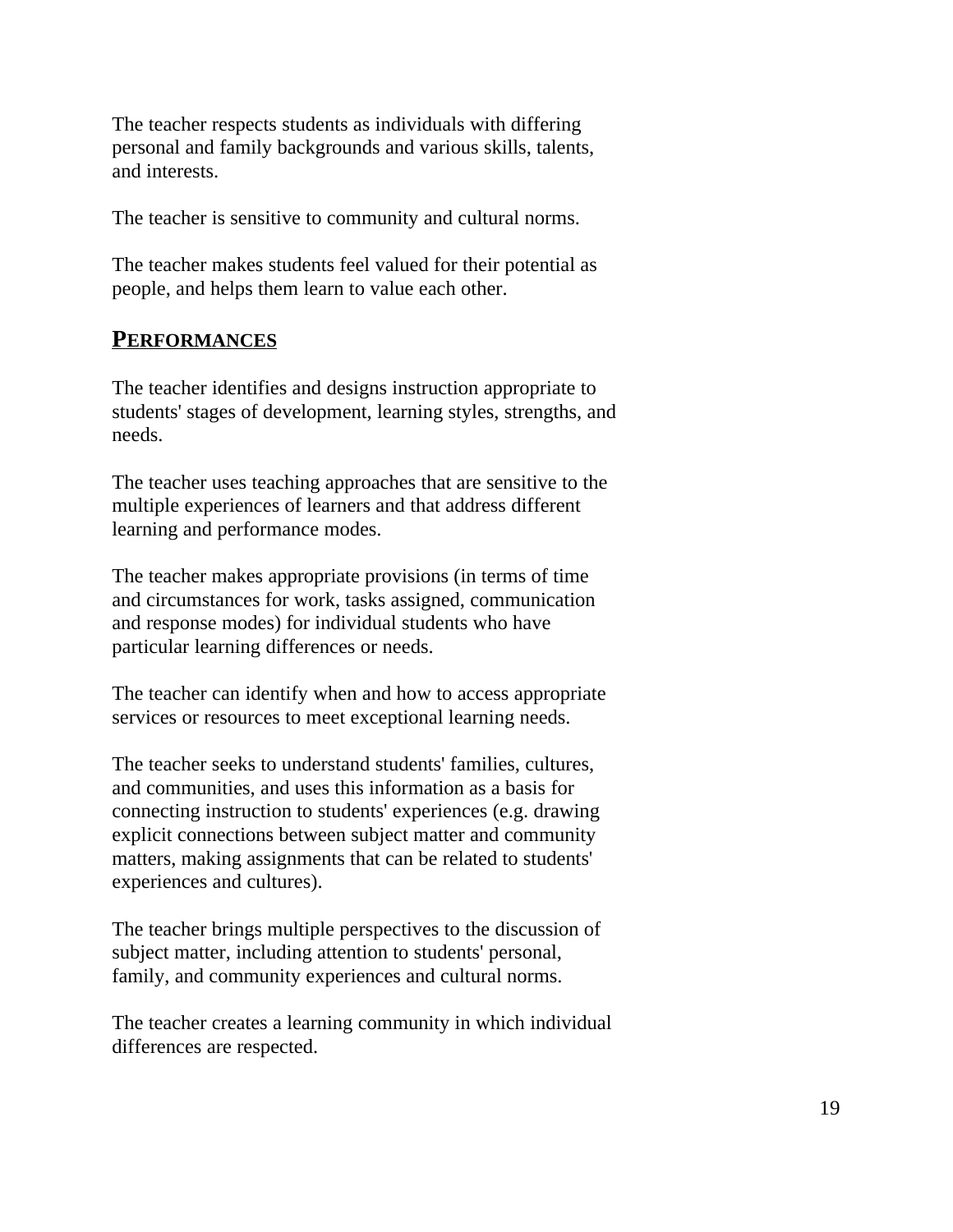The teacher respects students as individuals with differing personal and family backgrounds and various skills, talents, and interests.

The teacher is sensitive to community and cultural norms.

The teacher makes students feel valued for their potential as people, and helps them learn to value each other.

## **PERFORMANCES**

The teacher identifies and designs instruction appropriate to students' stages of development, learning styles, strengths, and needs.

The teacher uses teaching approaches that are sensitive to the multiple experiences of learners and that address different learning and performance modes.

The teacher makes appropriate provisions (in terms of time and circumstances for work, tasks assigned, communication and response modes) for individual students who have particular learning differences or needs.

The teacher can identify when and how to access appropriate services or resources to meet exceptional learning needs.

The teacher seeks to understand students' families, cultures, and communities, and uses this information as a basis for connecting instruction to students' experiences (e.g. drawing explicit connections between subject matter and community matters, making assignments that can be related to students' experiences and cultures).

The teacher brings multiple perspectives to the discussion of subject matter, including attention to students' personal, family, and community experiences and cultural norms.

The teacher creates a learning community in which individual differences are respected.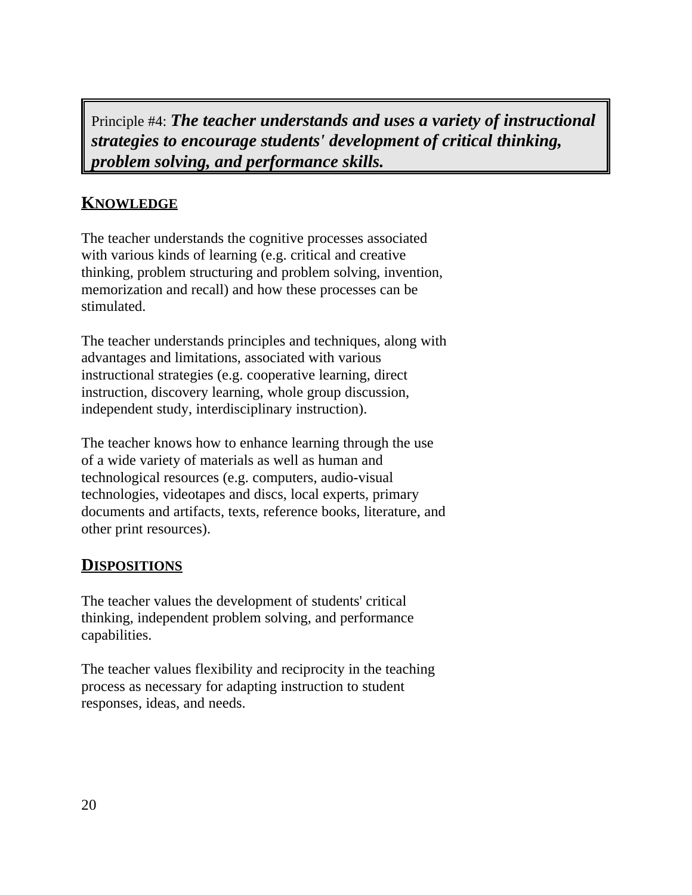Principle #4: ***The teacher understands and uses a variety of instructional strategies to encourage students' development of critical thinking, problem solving, and performance skills.***

## KNOWLEDGE

The teacher understands the cognitive processes associated with various kinds of learning (e.g. critical and creative thinking, problem structuring and problem solving, invention, memorization and recall) and how these processes can be stimulated.

The teacher understands principles and techniques, along with advantages and limitations, associated with various instructional strategies (e.g. cooperative learning, direct instruction, discovery learning, whole group discussion, independent study, interdisciplinary instruction).

The teacher knows how to enhance learning through the use of a wide variety of materials as well as human and technological resources (e.g. computers, audio-visual technologies, videotapes and discs, local experts, primary documents and artifacts, texts, reference books, literature, and other print resources).

## DISPOSITIONS

The teacher values the development of students' critical thinking, independent problem solving, and performance capabilities.

The teacher values flexibility and reciprocity in the teaching process as necessary for adapting instruction to student responses, ideas, and needs.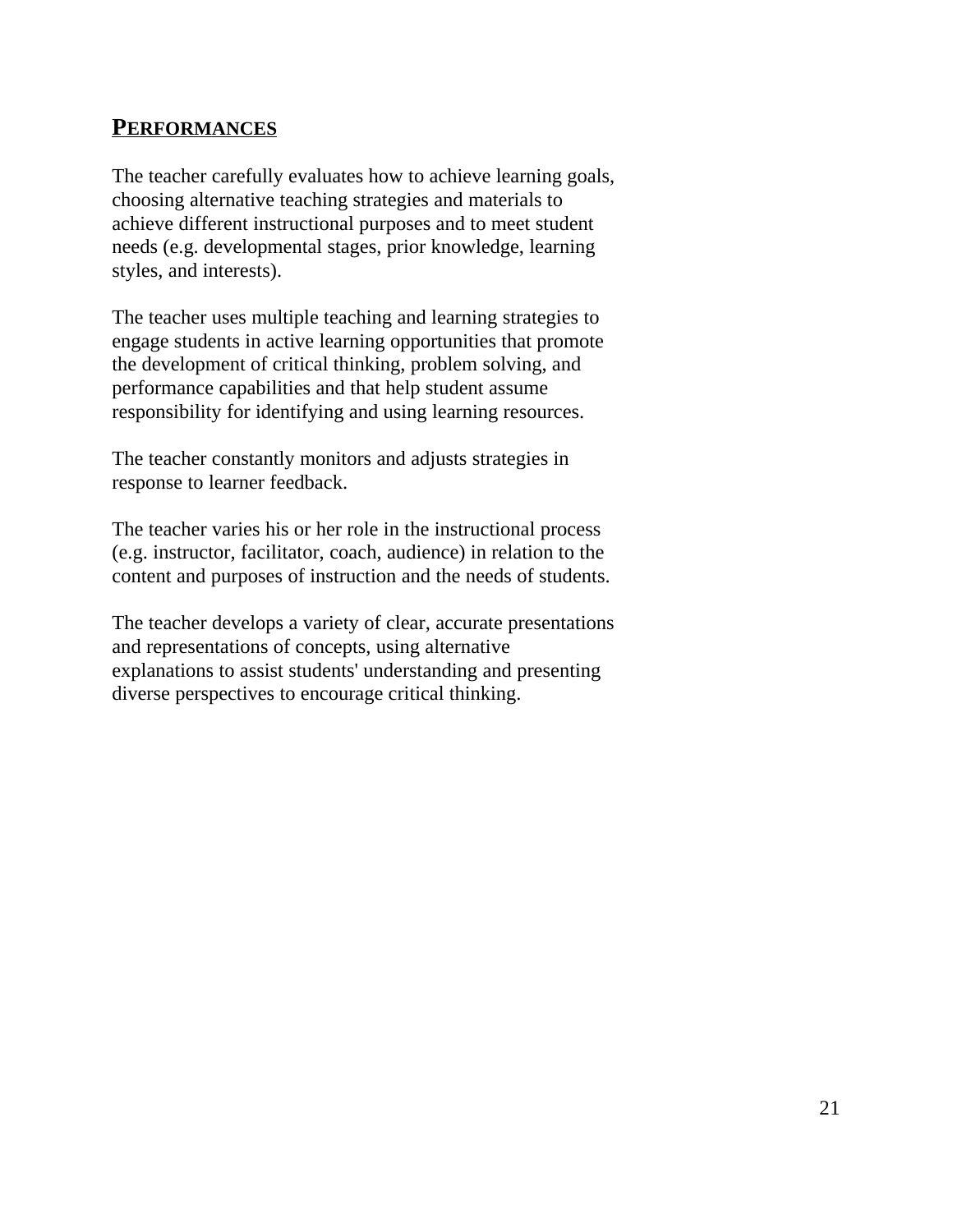## PERFORMANCES

The teacher carefully evaluates how to achieve learning goals, choosing alternative teaching strategies and materials to achieve different instructional purposes and to meet student needs (e.g. developmental stages, prior knowledge, learning styles, and interests).

The teacher uses multiple teaching and learning strategies to engage students in active learning opportunities that promote the development of critical thinking, problem solving, and performance capabilities and that help student assume responsibility for identifying and using learning resources.

The teacher constantly monitors and adjusts strategies in response to learner feedback.

The teacher varies his or her role in the instructional process (e.g. instructor, facilitator, coach, audience) in relation to the content and purposes of instruction and the needs of students.

The teacher develops a variety of clear, accurate presentations and representations of concepts, using alternative explanations to assist students' understanding and presenting diverse perspectives to encourage critical thinking.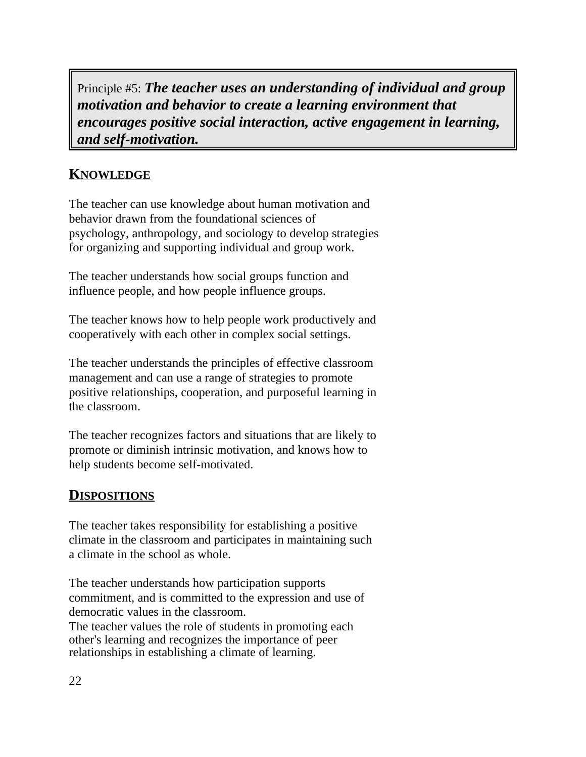Principle #5: ***The teacher uses an understanding of individual and group motivation and behavior to create a learning environment that encourages positive social interaction, active engagement in learning, and self-motivation.***

## KNOWLEDGE

The teacher can use knowledge about human motivation and behavior drawn from the foundational sciences of psychology, anthropology, and sociology to develop strategies for organizing and supporting individual and group work.

The teacher understands how social groups function and influence people, and how people influence groups.

The teacher knows how to help people work productively and cooperatively with each other in complex social settings.

The teacher understands the principles of effective classroom management and can use a range of strategies to promote positive relationships, cooperation, and purposeful learning in the classroom.

The teacher recognizes factors and situations that are likely to promote or diminish intrinsic motivation, and knows how to help students become self-motivated.

## DISPOSITIONS

The teacher takes responsibility for establishing a positive climate in the classroom and participates in maintaining such a climate in the school as whole.

The teacher understands how participation supports commitment, and is committed to the expression and use of democratic values in the classroom.

The teacher values the role of students in promoting each other's learning and recognizes the importance of peer relationships in establishing a climate of learning.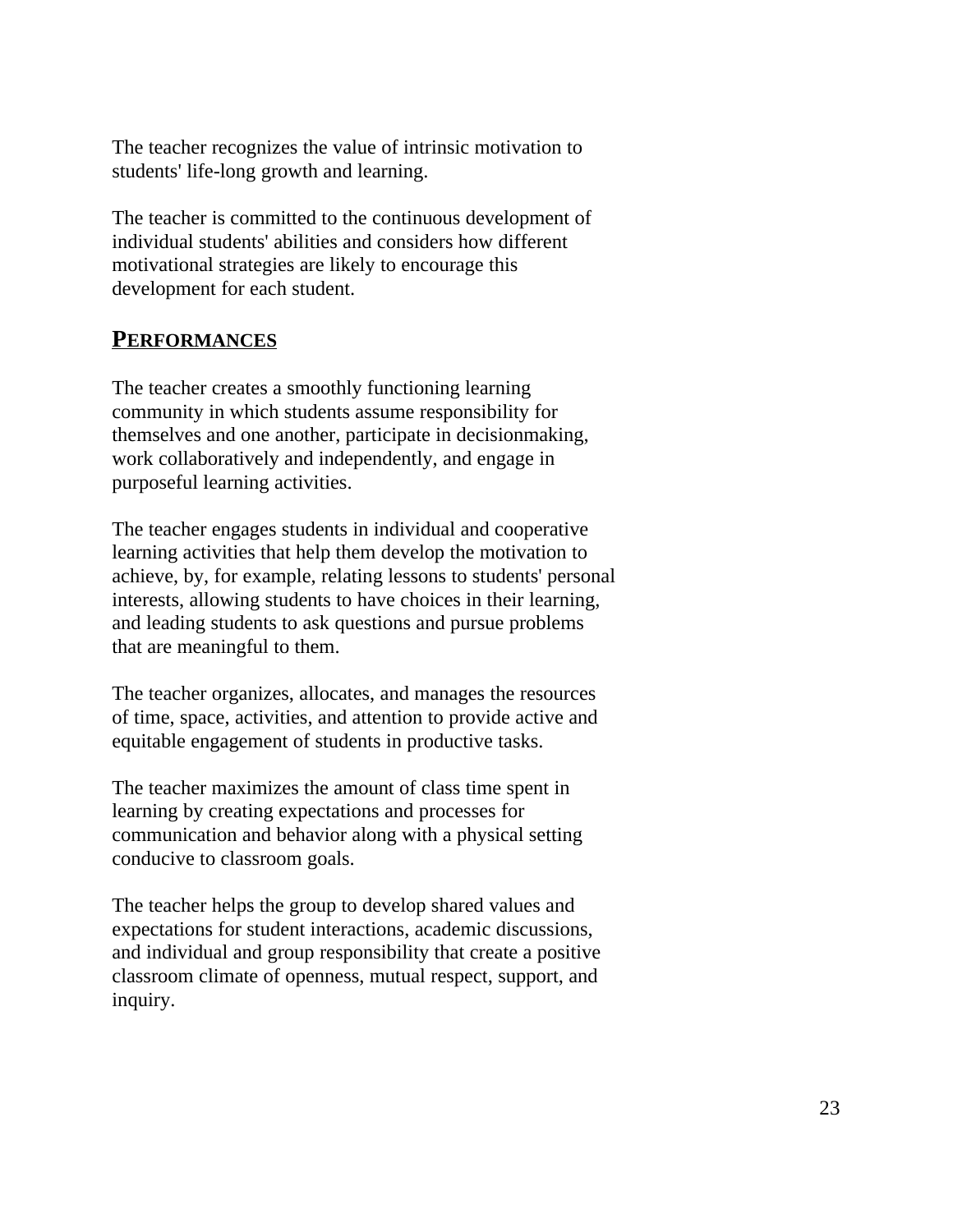The teacher recognizes the value of intrinsic motivation to students' life-long growth and learning.

The teacher is committed to the continuous development of individual students' abilities and considers how different motivational strategies are likely to encourage this development for each student.

## PERFORMANCES

The teacher creates a smoothly functioning learning community in which students assume responsibility for themselves and one another, participate in decisionmaking, work collaboratively and independently, and engage in purposeful learning activities.

The teacher engages students in individual and cooperative learning activities that help them develop the motivation to achieve, by, for example, relating lessons to students' personal interests, allowing students to have choices in their learning, and leading students to ask questions and pursue problems that are meaningful to them.

The teacher organizes, allocates, and manages the resources of time, space, activities, and attention to provide active and equitable engagement of students in productive tasks.

The teacher maximizes the amount of class time spent in learning by creating expectations and processes for communication and behavior along with a physical setting conducive to classroom goals.

The teacher helps the group to develop shared values and expectations for student interactions, academic discussions, and individual and group responsibility that create a positive classroom climate of openness, mutual respect, support, and inquiry.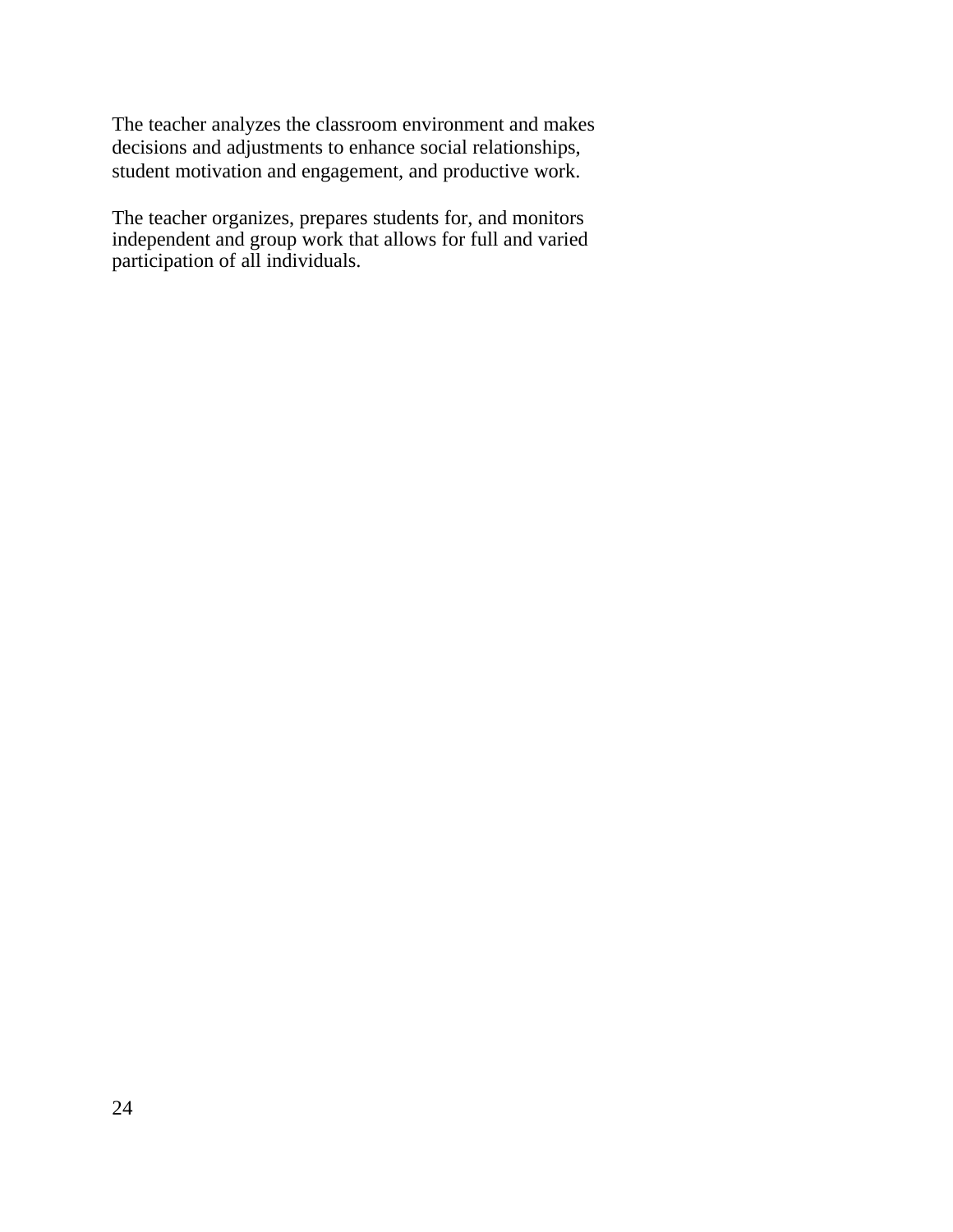The teacher analyzes the classroom environment and makes decisions and adjustments to enhance social relationships, student motivation and engagement, and productive work.

The teacher organizes, prepares students for, and monitors independent and group work that allows for full and varied participation of all individuals.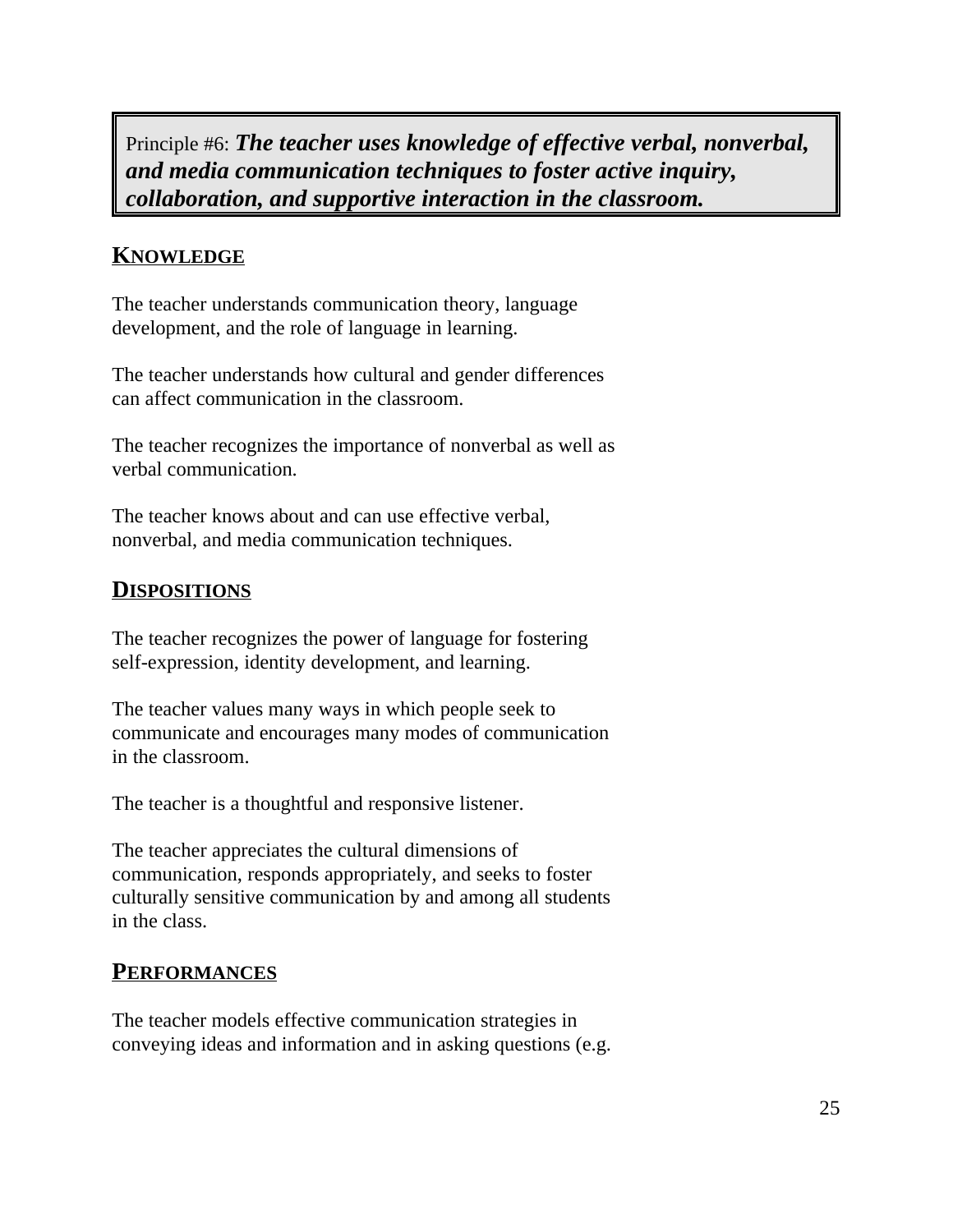Principle #6: ***The teacher uses knowledge of effective verbal, nonverbal, and media communication techniques to foster active inquiry, collaboration, and supportive interaction in the classroom.***

## KNOWLEDGE

The teacher understands communication theory, language development, and the role of language in learning.

The teacher understands how cultural and gender differences can affect communication in the classroom.

The teacher recognizes the importance of nonverbal as well as verbal communication.

The teacher knows about and can use effective verbal, nonverbal, and media communication techniques.

## DISPOSITIONS

The teacher recognizes the power of language for fostering self-expression, identity development, and learning.

The teacher values many ways in which people seek to communicate and encourages many modes of communication in the classroom.

The teacher is a thoughtful and responsive listener.

The teacher appreciates the cultural dimensions of communication, responds appropriately, and seeks to foster culturally sensitive communication by and among all students in the class.

## PERFORMANCES

The teacher models effective communication strategies in conveying ideas and information and in asking questions (e.g.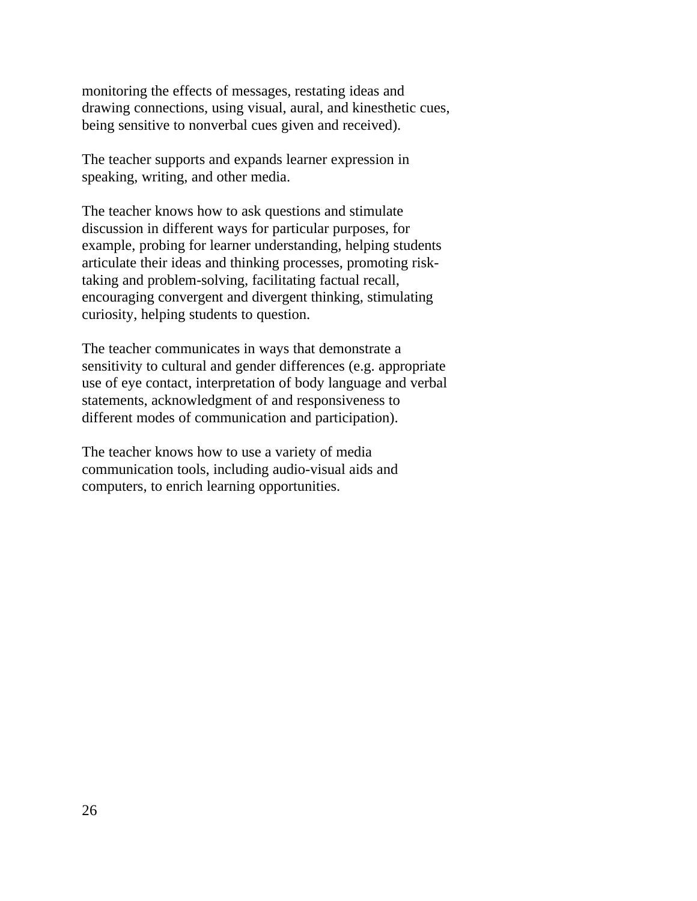monitoring the effects of messages, restating ideas and drawing connections, using visual, aural, and kinesthetic cues, being sensitive to nonverbal cues given and received).

The teacher supports and expands learner expression in speaking, writing, and other media.

The teacher knows how to ask questions and stimulate discussion in different ways for particular purposes, for example, probing for learner understanding, helping students articulate their ideas and thinking processes, promoting risk-taking and problem-solving, facilitating factual recall, encouraging convergent and divergent thinking, stimulating curiosity, helping students to question.

The teacher communicates in ways that demonstrate a sensitivity to cultural and gender differences (e.g. appropriate use of eye contact, interpretation of body language and verbal statements, acknowledgment of and responsiveness to different modes of communication and participation).

The teacher knows how to use a variety of media communication tools, including audio-visual aids and computers, to enrich learning opportunities.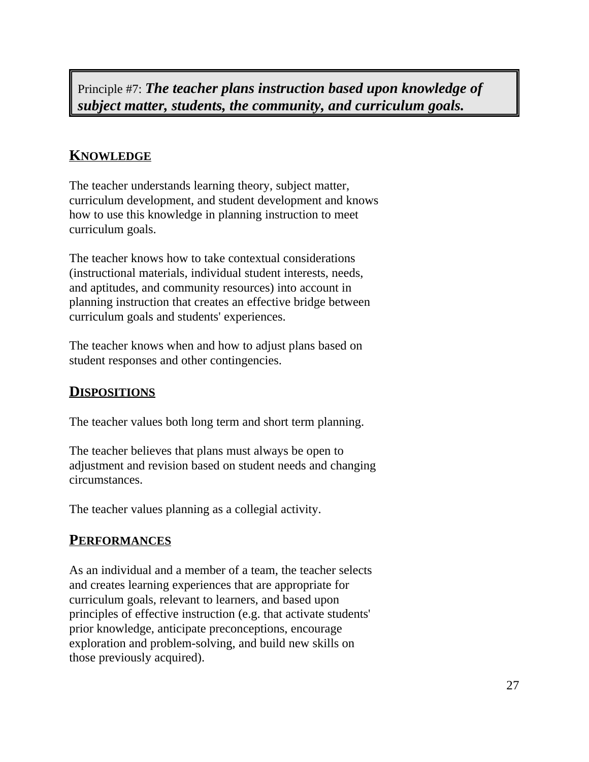Principle #7: ***The teacher plans instruction based upon knowledge of subject matter, students, the community, and curriculum goals.***

## KNOWLEDGE

The teacher understands learning theory, subject matter, curriculum development, and student development and knows how to use this knowledge in planning instruction to meet curriculum goals.

The teacher knows how to take contextual considerations (instructional materials, individual student interests, needs, and aptitudes, and community resources) into account in planning instruction that creates an effective bridge between curriculum goals and students' experiences.

The teacher knows when and how to adjust plans based on student responses and other contingencies.

## DISPOSITIONS

The teacher values both long term and short term planning.

The teacher believes that plans must always be open to adjustment and revision based on student needs and changing circumstances.

The teacher values planning as a collegial activity.

## PERFORMANCES

As an individual and a member of a team, the teacher selects and creates learning experiences that are appropriate for curriculum goals, relevant to learners, and based upon principles of effective instruction (e.g. that activate students' prior knowledge, anticipate preconceptions, encourage exploration and problem-solving, and build new skills on those previously acquired).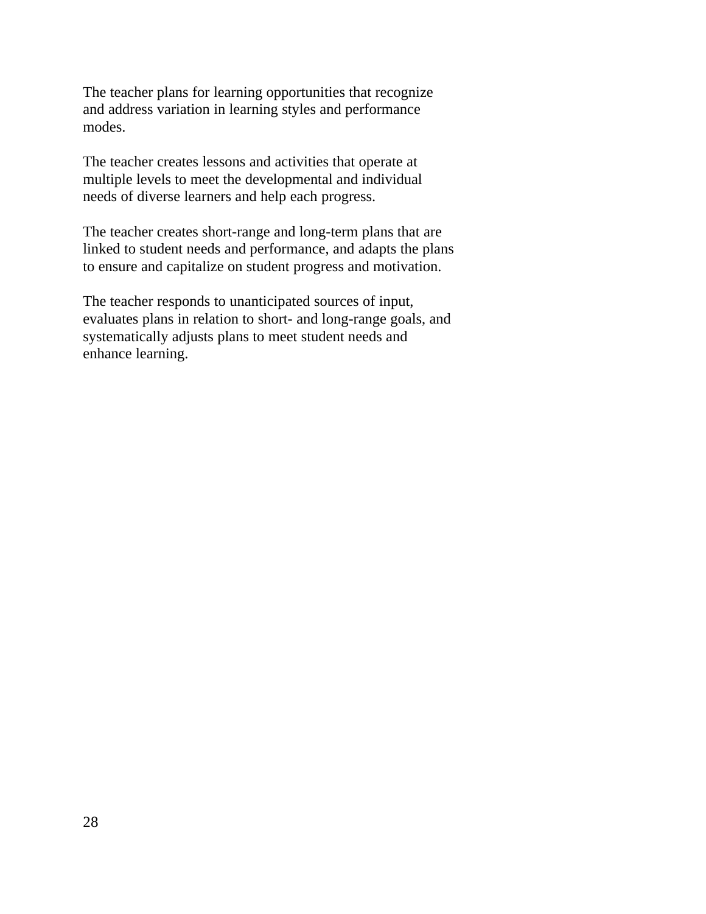The teacher plans for learning opportunities that recognize and address variation in learning styles and performance modes.

The teacher creates lessons and activities that operate at multiple levels to meet the developmental and individual needs of diverse learners and help each progress.

The teacher creates short-range and long-term plans that are linked to student needs and performance, and adapts the plans to ensure and capitalize on student progress and motivation.

The teacher responds to unanticipated sources of input, evaluates plans in relation to short- and long-range goals, and systematically adjusts plans to meet student needs and enhance learning.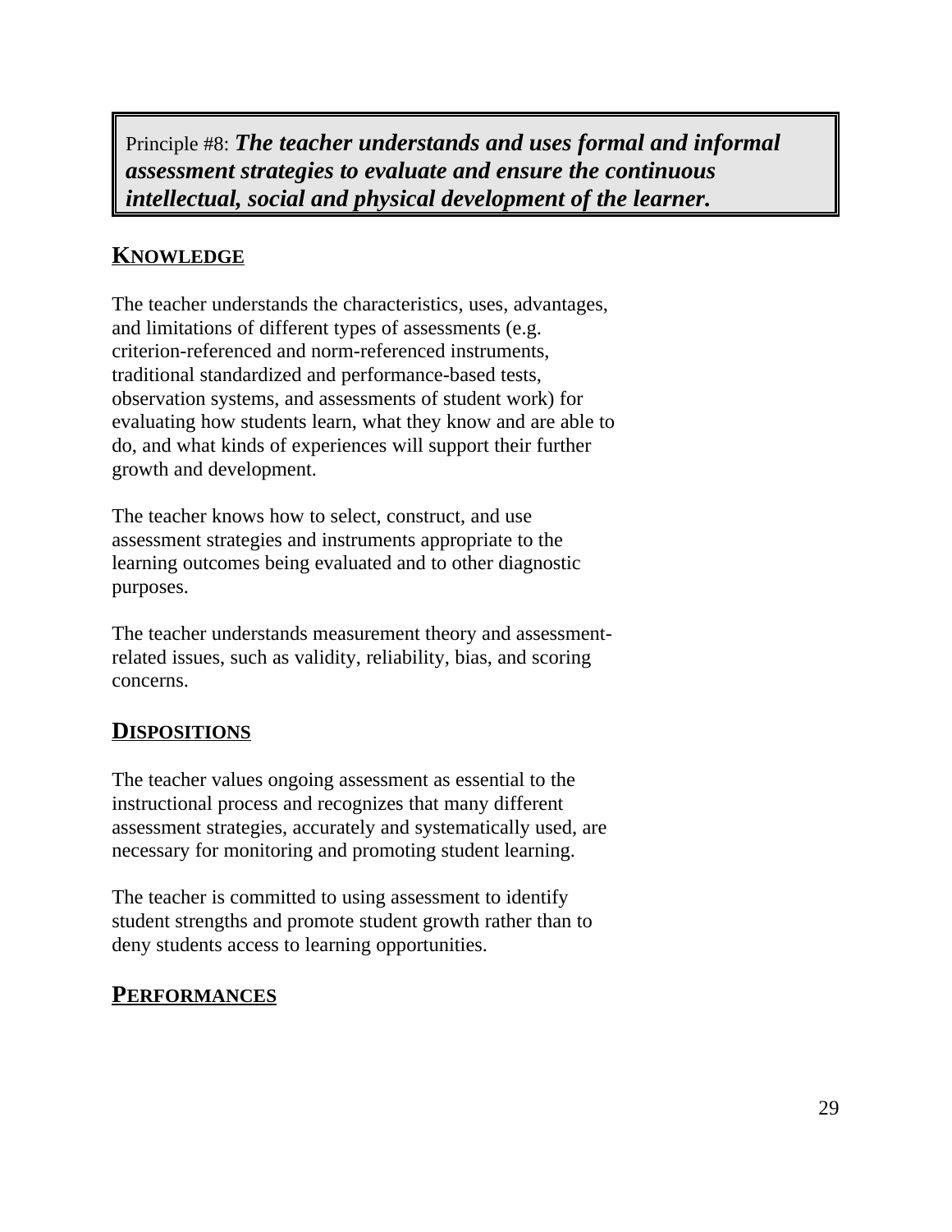Principle #8: ***The teacher understands and uses formal and informal assessment strategies to evaluate and ensure the continuous intellectual, social and physical development of the learner.***

## KNOWLEDGE

The teacher understands the characteristics, uses, advantages, and limitations of different types of assessments (e.g. criterion-referenced and norm-referenced instruments, traditional standardized and performance-based tests, observation systems, and assessments of student work) for evaluating how students learn, what they know and are able to do, and what kinds of experiences will support their further growth and development.

The teacher knows how to select, construct, and use assessment strategies and instruments appropriate to the learning outcomes being evaluated and to other diagnostic purposes.

The teacher understands measurement theory and assessment-related issues, such as validity, reliability, bias, and scoring concerns.

## DISPOSITIONS

The teacher values ongoing assessment as essential to the instructional process and recognizes that many different assessment strategies, accurately and systematically used, are necessary for monitoring and promoting student learning.

The teacher is committed to using assessment to identify student strengths and promote student growth rather than to deny students access to learning opportunities.

## PERFORMANCES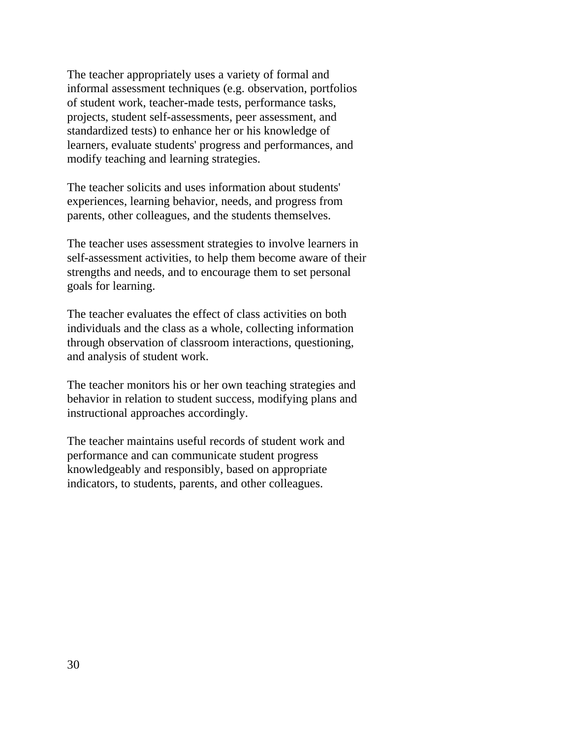The teacher appropriately uses a variety of formal and informal assessment techniques (e.g. observation, portfolios of student work, teacher-made tests, performance tasks, projects, student self-assessments, peer assessment, and standardized tests) to enhance her or his knowledge of learners, evaluate students' progress and performances, and modify teaching and learning strategies.

The teacher solicits and uses information about students' experiences, learning behavior, needs, and progress from parents, other colleagues, and the students themselves.

The teacher uses assessment strategies to involve learners in self-assessment activities, to help them become aware of their strengths and needs, and to encourage them to set personal goals for learning.

The teacher evaluates the effect of class activities on both individuals and the class as a whole, collecting information through observation of classroom interactions, questioning, and analysis of student work.

The teacher monitors his or her own teaching strategies and behavior in relation to student success, modifying plans and instructional approaches accordingly.

The teacher maintains useful records of student work and performance and can communicate student progress knowledgeably and responsibly, based on appropriate indicators, to students, parents, and other colleagues.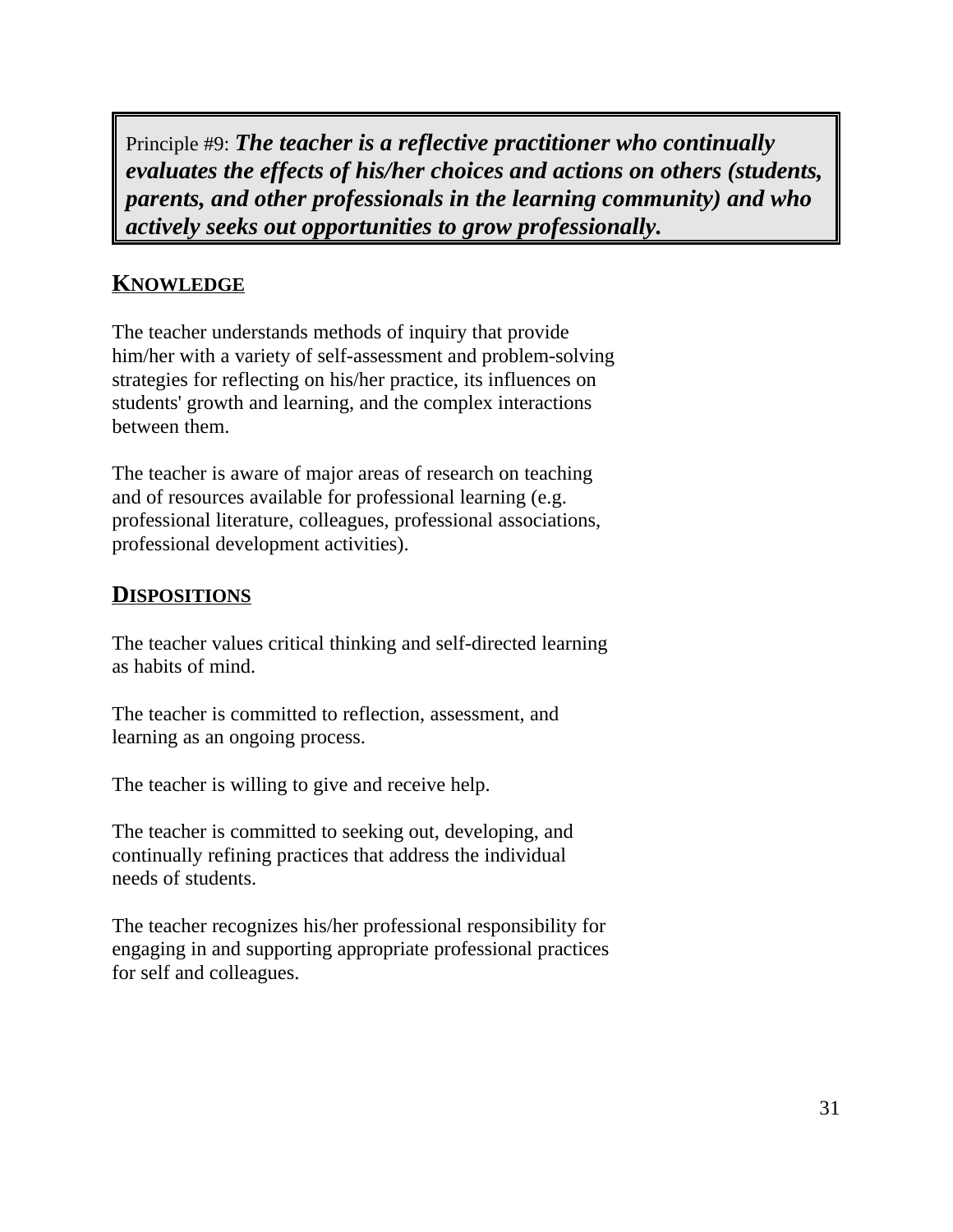Principle #9: ***The teacher is a reflective practitioner who continually evaluates the effects of his/her choices and actions on others (students, parents, and other professionals in the learning community) and who actively seeks out opportunities to grow professionally.***

## KNOWLEDGE

The teacher understands methods of inquiry that provide him/her with a variety of self-assessment and problem-solving strategies for reflecting on his/her practice, its influences on students' growth and learning, and the complex interactions between them.

The teacher is aware of major areas of research on teaching and of resources available for professional learning (e.g. professional literature, colleagues, professional associations, professional development activities).

## DISPOSITIONS

The teacher values critical thinking and self-directed learning as habits of mind.

The teacher is committed to reflection, assessment, and learning as an ongoing process.

The teacher is willing to give and receive help.

The teacher is committed to seeking out, developing, and continually refining practices that address the individual needs of students.

The teacher recognizes his/her professional responsibility for engaging in and supporting appropriate professional practices for self and colleagues.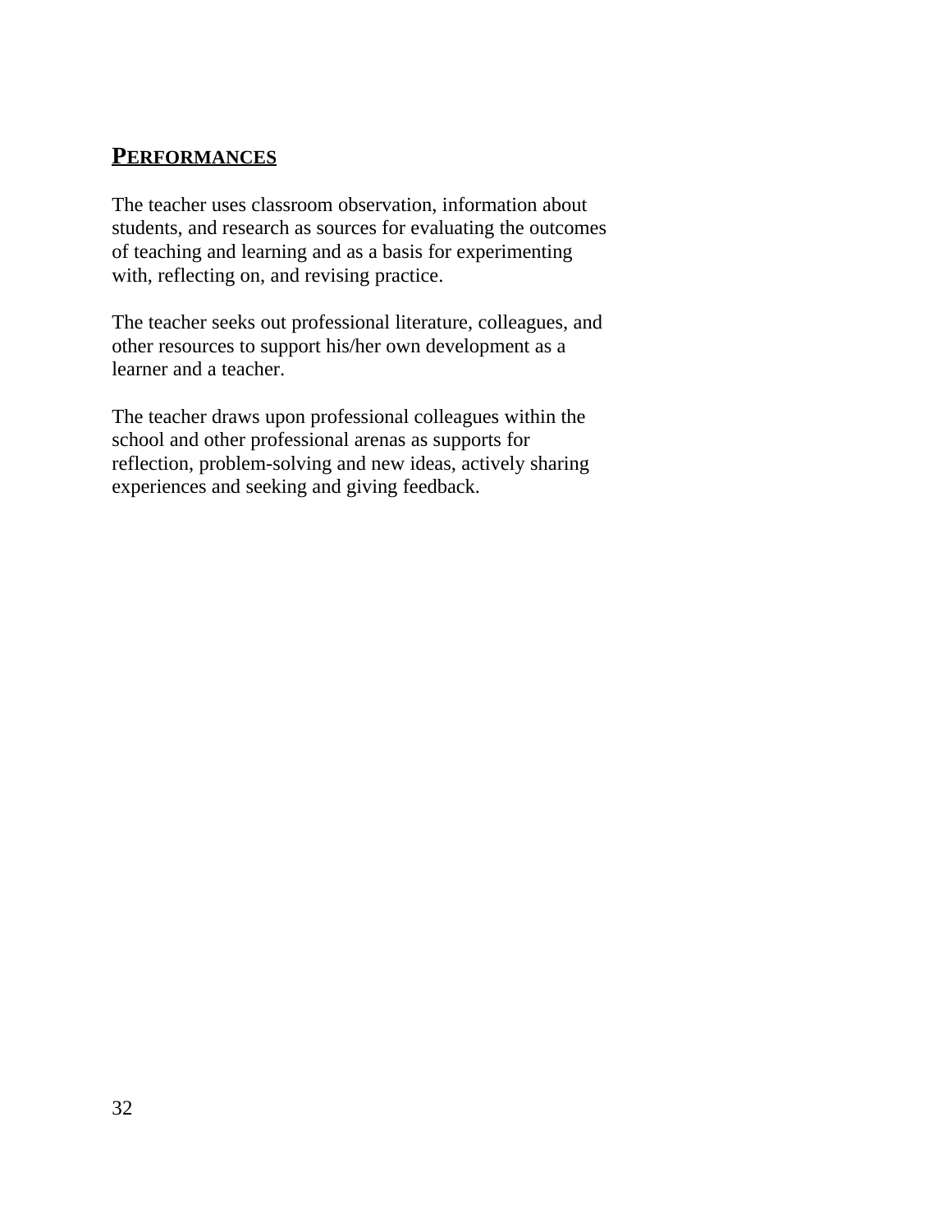## PERFORMANCES

The teacher uses classroom observation, information about students, and research as sources for evaluating the outcomes of teaching and learning and as a basis for experimenting with, reflecting on, and revising practice.

The teacher seeks out professional literature, colleagues, and other resources to support his/her own development as a learner and a teacher.

The teacher draws upon professional colleagues within the school and other professional arenas as supports for reflection, problem-solving and new ideas, actively sharing experiences and seeking and giving feedback.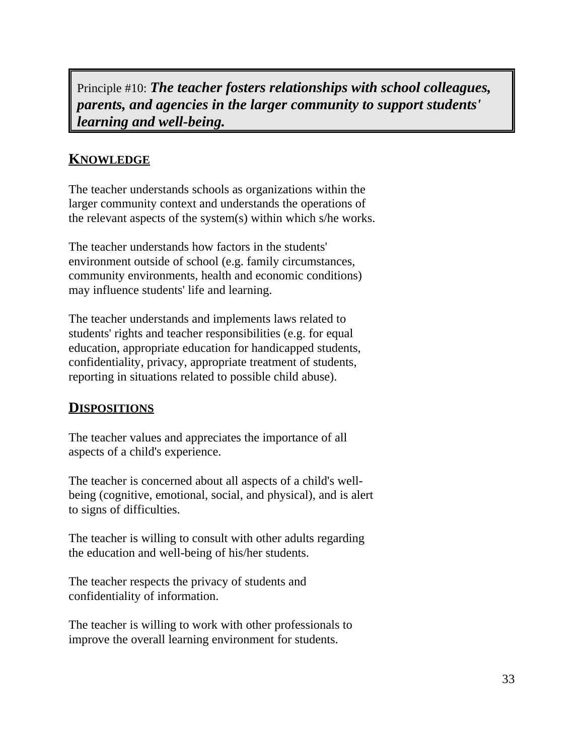Principle #10: ***The teacher fosters relationships with school colleagues, parents, and agencies in the larger community to support students' learning and well-being.***

## KNOWLEDGE

The teacher understands schools as organizations within the larger community context and understands the operations of the relevant aspects of the system(s) within which s/he works.

The teacher understands how factors in the students' environment outside of school (e.g. family circumstances, community environments, health and economic conditions) may influence students' life and learning.

The teacher understands and implements laws related to students' rights and teacher responsibilities (e.g. for equal education, appropriate education for handicapped students, confidentiality, privacy, appropriate treatment of students, reporting in situations related to possible child abuse).

## DISPOSITIONS

The teacher values and appreciates the importance of all aspects of a child's experience.

The teacher is concerned about all aspects of a child's well-being (cognitive, emotional, social, and physical), and is alert to signs of difficulties.

The teacher is willing to consult with other adults regarding the education and well-being of his/her students.

The teacher respects the privacy of students and confidentiality of information.

The teacher is willing to work with other professionals to improve the overall learning environment for students.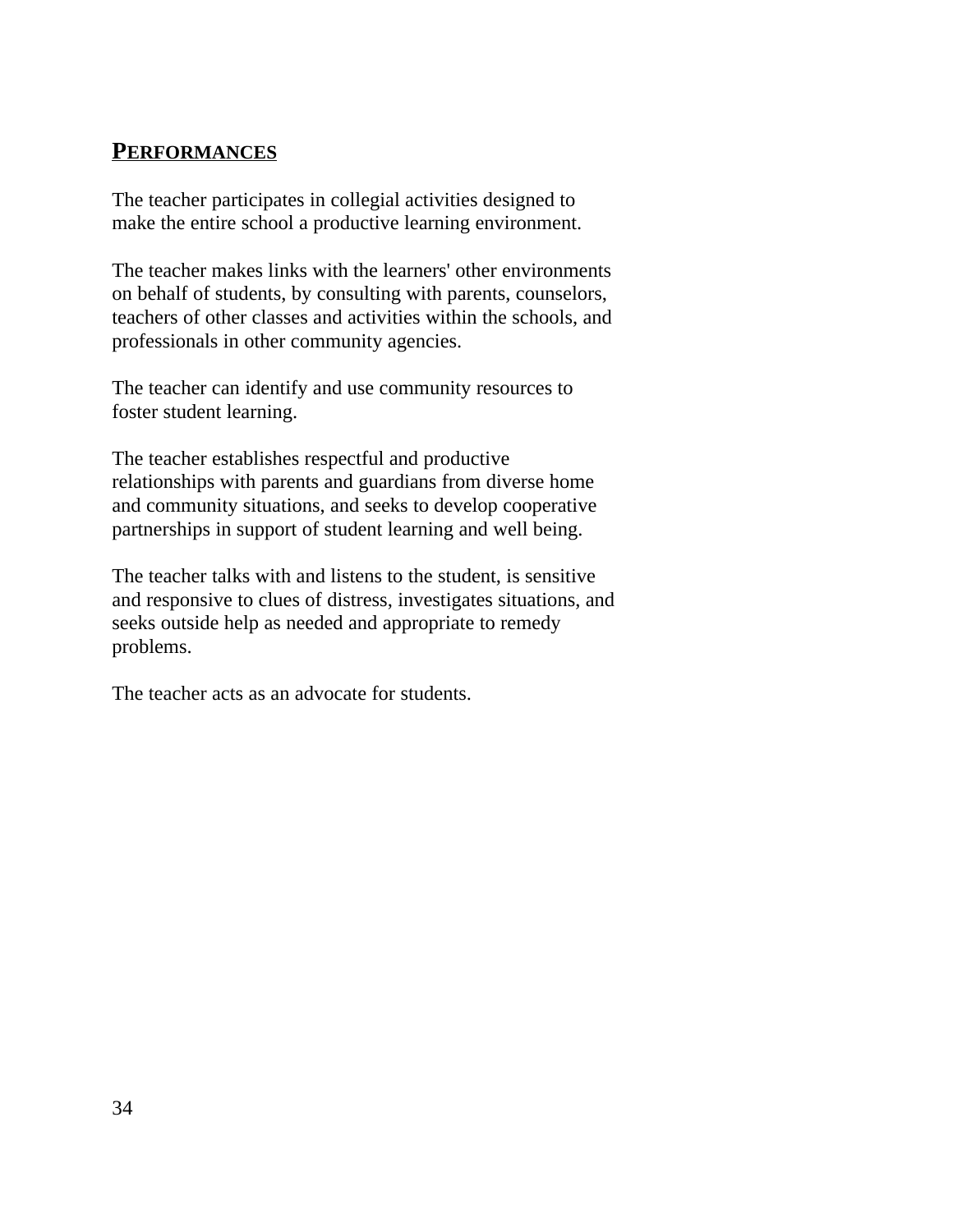## PERFORMANCES

The teacher participates in collegial activities designed to make the entire school a productive learning environment.

The teacher makes links with the learners' other environments on behalf of students, by consulting with parents, counselors, teachers of other classes and activities within the schools, and professionals in other community agencies.

The teacher can identify and use community resources to foster student learning.

The teacher establishes respectful and productive relationships with parents and guardians from diverse home and community situations, and seeks to develop cooperative partnerships in support of student learning and well being.

The teacher talks with and listens to the student, is sensitive and responsive to clues of distress, investigates situations, and seeks outside help as needed and appropriate to remedy problems.

The teacher acts as an advocate for students.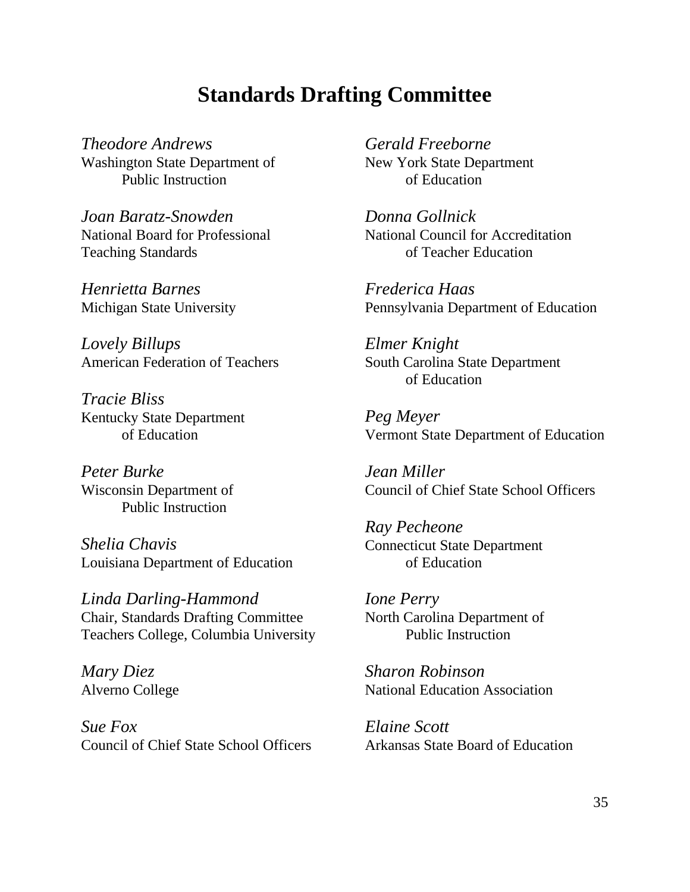# Standards Drafting Committee

*Theodore Andrews*
Washington State Department of Public Instruction

*Joan Baratz-Snowden*
National Board for Professional Teaching Standards

*Henrietta Barnes*
Michigan State University

*Lovely Billups*
American Federation of Teachers

*Tracie Bliss*
Kentucky State Department of Education

*Peter Burke*
Wisconsin Department of Public Instruction

*Shelia Chavis*
Louisiana Department of Education

*Linda Darling-Hammond*
Chair, Standards Drafting Committee
Teachers College, Columbia University

*Mary Diez*
Alverno College

*Sue Fox*
Council of Chief State School Officers

*Gerald Freeborne*
New York State Department of Education

*Donna Gollnick*
National Council for Accreditation of Teacher Education

*Frederica Haas*
Pennsylvania Department of Education

*Elmer Knight*
South Carolina State Department of Education

*Peg Meyer*
Vermont State Department of Education

*Jean Miller*
Council of Chief State School Officers

*Ray Pecheone*
Connecticut State Department of Education

*Ione Perry*
North Carolina Department of Public Instruction

*Sharon Robinson*
National Education Association

*Elaine Scott*
Arkansas State Board of Education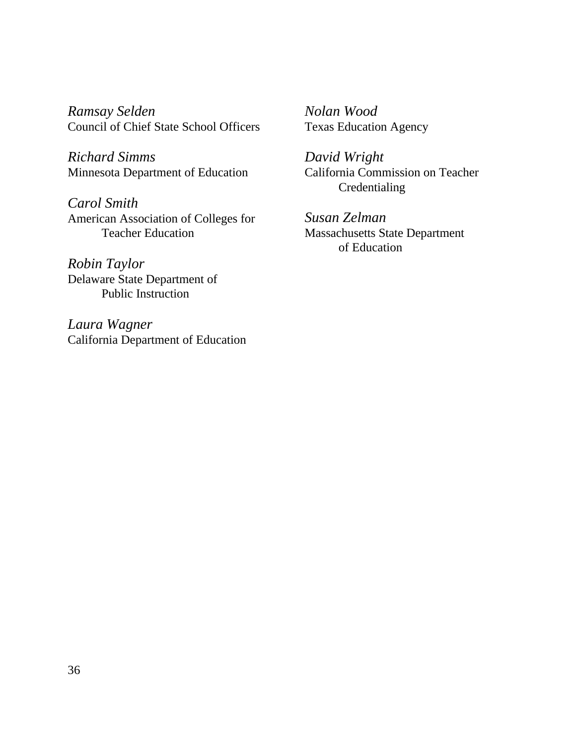*Ramsay Selden*
Council of Chief State School Officers

*Richard Simms*
Minnesota Department of Education

*Carol Smith*
American Association of Colleges for Teacher Education

*Robin Taylor*
Delaware State Department of Public Instruction

*Laura Wagner*
California Department of Education

*Nolan Wood*
Texas Education Agency

*David Wright*
California Commission on Teacher Credentialing

*Susan Zelman*
Massachusetts State Department of Education